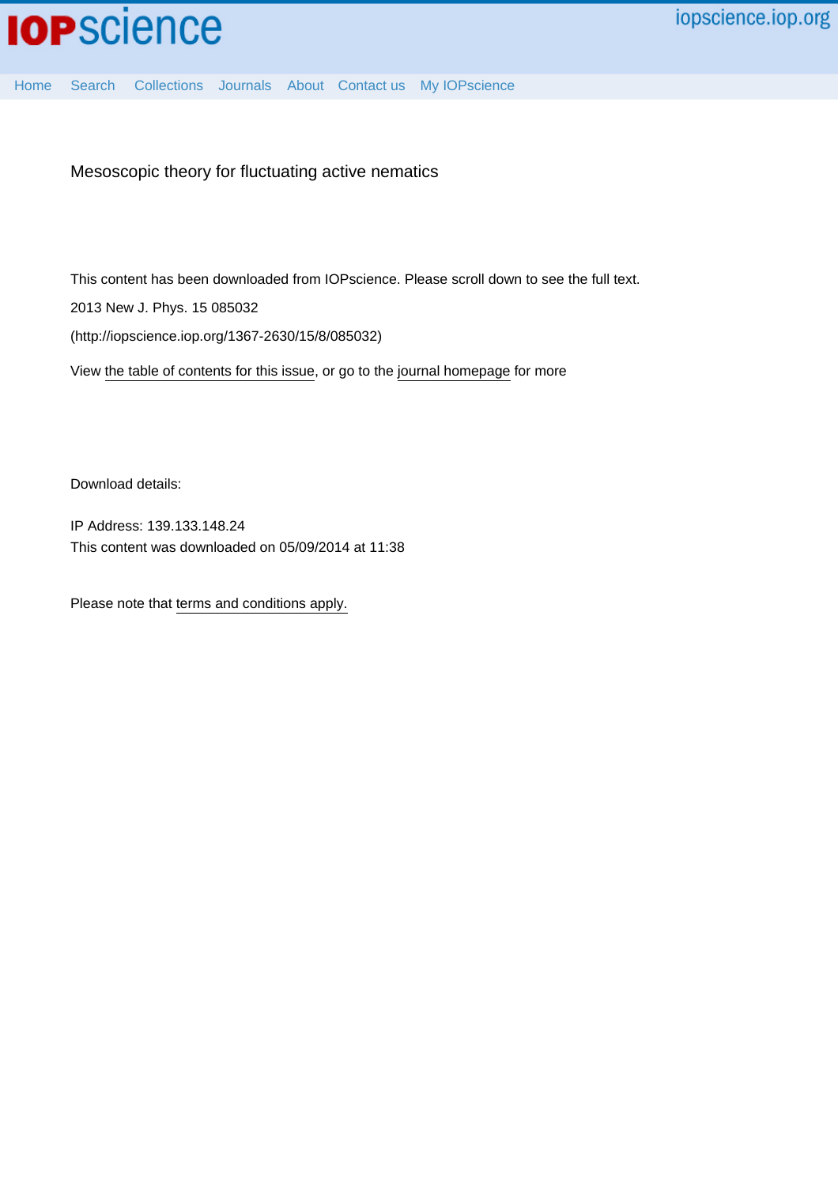Mesoscopic theory for fluctuating active nematics

This content has been downloaded from IOPscience. Please scroll down to see the full text.

2013 New J. Phys. 15 085032

(http://iopscience.iop.org/1367-2630/15/8/085032)

View the table of contents for this issue, or go to the journal homepage for more

Download details:

IP Address: 139.133.148.24

This content was downloaded on 05/09/2014 at 11:38

Please note that terms and conditions apply.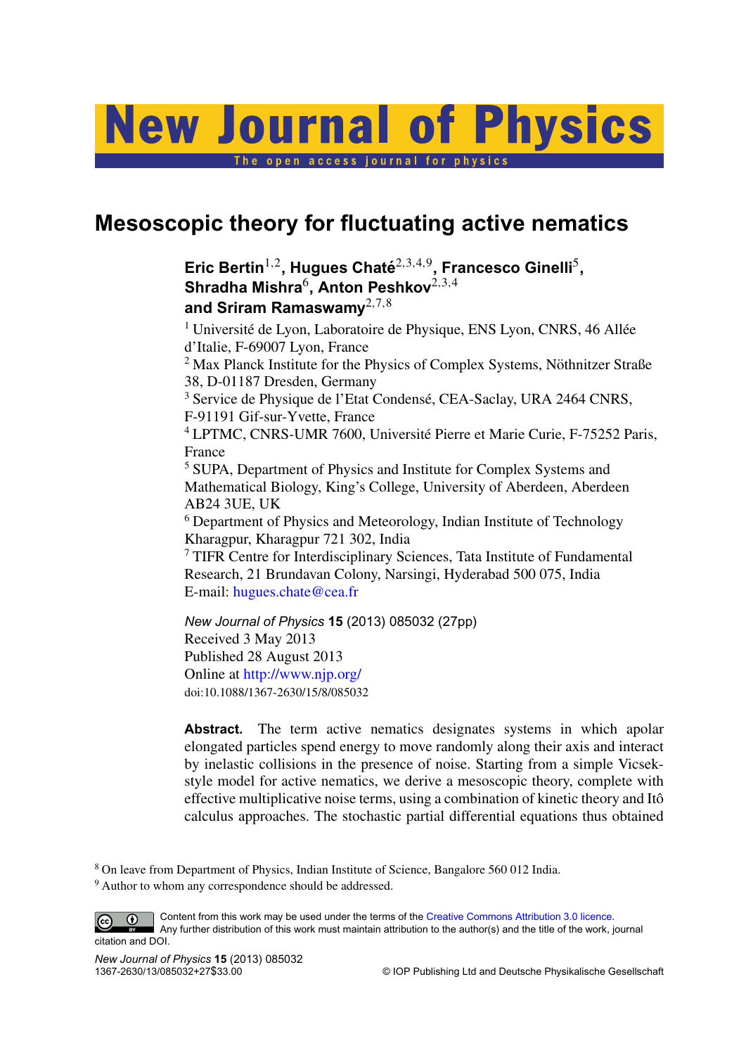# Mesoscopic theory for fluctuating active nematics

**Eric Bertin**[1,2], **Hugues Chaté**[2,3,4,9], **Francesco Ginelli**[5], **Shradha Mishra**[6], **Anton Peshkov**[2,3,4] **and Sriram Ramaswamy**[2,7,8]

[1] Université de Lyon, Laboratoire de Physique, ENS Lyon, CNRS, 46 Allée d'Italie, F-69007 Lyon, France
[2] Max Planck Institute for the Physics of Complex Systems, Nöthnitzer Straße 38, D-01187 Dresden, Germany
[3] Service de Physique de l'Etat Condensé, CEA-Saclay, URA 2464 CNRS, F-91191 Gif-sur-Yvette, France
[4] LPTMC, CNRS-UMR 7600, Université Pierre et Marie Curie, F-75252 Paris, France
[5] SUPA, Department of Physics and Institute for Complex Systems and Mathematical Biology, King's College, University of Aberdeen, Aberdeen AB24 3UE, UK
[6] Department of Physics and Meteorology, Indian Institute of Technology Kharagpur, Kharagpur 721 302, India
[7] TIFR Centre for Interdisciplinary Sciences, Tata Institute of Fundamental Research, 21 Brundavan Colony, Narsingi, Hyderabad 500 075, India
E-mail: hugues.chate@cea.fr

*New Journal of Physics* **15** (2013) 085032 (27pp)
Received 3 May 2013
Published 28 August 2013
Online at http://www.njp.org/
doi:10.1088/1367-2630/15/8/085032

**Abstract.** The term active nematics designates systems in which apolar elongated particles spend energy to move randomly along their axis and interact by inelastic collisions in the presence of noise. Starting from a simple Vicsek-style model for active nematics, we derive a mesoscopic theory, complete with effective multiplicative noise terms, using a combination of kinetic theory and Itô calculus approaches. The stochastic partial differential equations thus obtained

[8] On leave from Department of Physics, Indian Institute of Science, Bangalore 560 012 India.
[9] Author to whom any correspondence should be addressed.

Content from this work may be used under the terms of the Creative Commons Attribution 3.0 licence. Any further distribution of this work must maintain attribution to the author(s) and the title of the work, journal citation and DOI.

1367-2630/13/085032+27$33.00 © IOP Publishing Ltd and Deutsche Physikalische Gesellschaft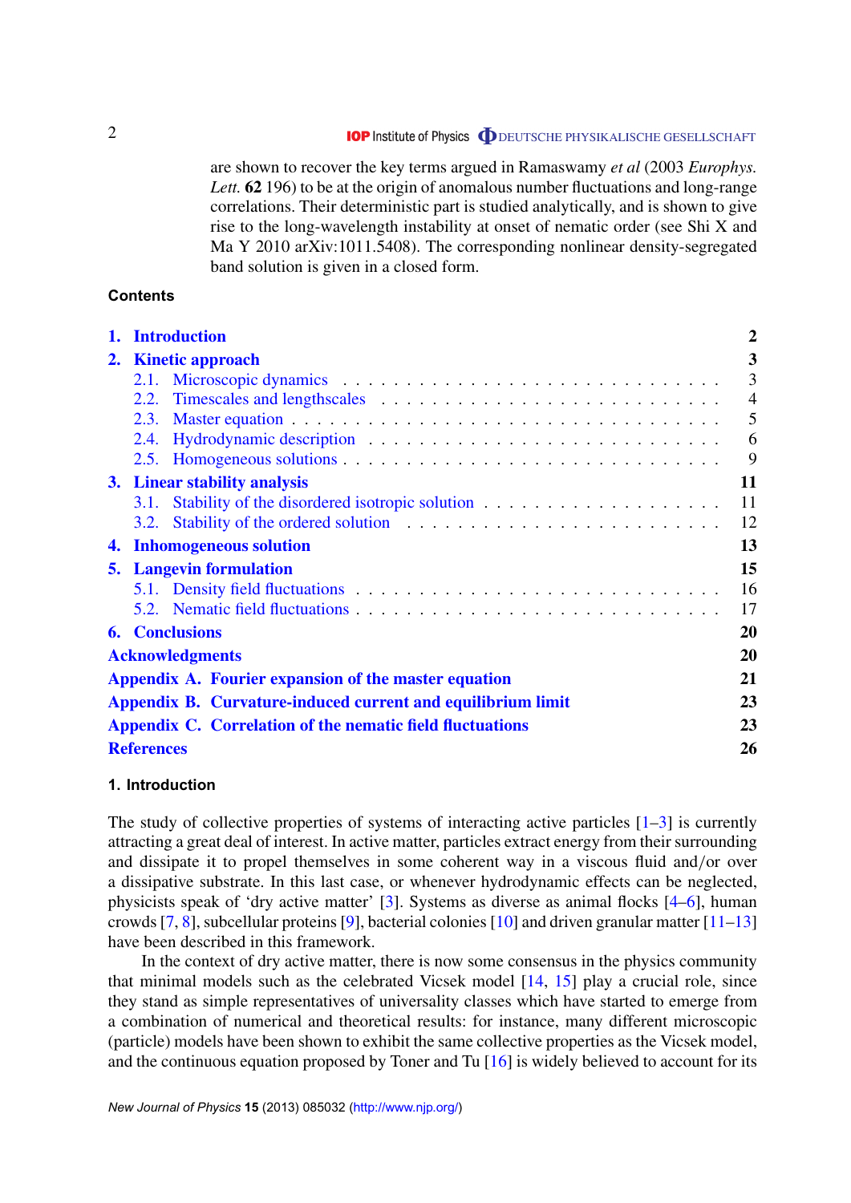are shown to recover the key terms argued in Ramaswamy *et al* (2003 *Europhys. Lett.* **62** 196) to be at the origin of anomalous number fluctuations and long-range correlations. Their deterministic part is studied analytically, and is shown to give rise to the long-wavelength instability at onset of nematic order (see Shi X and Ma Y 2010 arXiv:1011.5408). The corresponding nonlinear density-segregated band solution is given in a closed form.

## Contents

| | |
|---|---|
| **1. Introduction** | **2** |
| **2. Kinetic approach** | **3** |
| 2.1. Microscopic dynamics | 3 |
| 2.2. Timescales and lengthscales | 4 |
| 2.3. Master equation | 5 |
| 2.4. Hydrodynamic description | 6 |
| 2.5. Homogeneous solutions | 9 |
| **3. Linear stability analysis** | **11** |
| 3.1. Stability of the disordered isotropic solution | 11 |
| 3.2. Stability of the ordered solution | 12 |
| **4. Inhomogeneous solution** | **13** |
| **5. Langevin formulation** | **15** |
| 5.1. Density field fluctuations | 16 |
| 5.2. Nematic field fluctuations | 17 |
| **6. Conclusions** | **20** |
| **Acknowledgments** | **20** |
| **Appendix A. Fourier expansion of the master equation** | **21** |
| **Appendix B. Curvature-induced current and equilibrium limit** | **23** |
| **Appendix C. Correlation of the nematic field fluctuations** | **23** |
| **References** | **26** |

## 1. Introduction

The study of collective properties of systems of interacting active particles [1–3] is currently attracting a great deal of interest. In active matter, particles extract energy from their surrounding and dissipate it to propel themselves in some coherent way in a viscous fluid and/or over a dissipative substrate. In this last case, or whenever hydrodynamic effects can be neglected, physicists speak of 'dry active matter' [3]. Systems as diverse as animal flocks [4–6], human crowds [7, 8], subcellular proteins [9], bacterial colonies [10] and driven granular matter [11–13] have been described in this framework.

In the context of dry active matter, there is now some consensus in the physics community that minimal models such as the celebrated Vicsek model [14, 15] play a crucial role, since they stand as simple representatives of universality classes which have started to emerge from a combination of numerical and theoretical results: for instance, many different microscopic (particle) models have been shown to exhibit the same collective properties as the Vicsek model, and the continuous equation proposed by Toner and Tu [16] is widely believed to account for its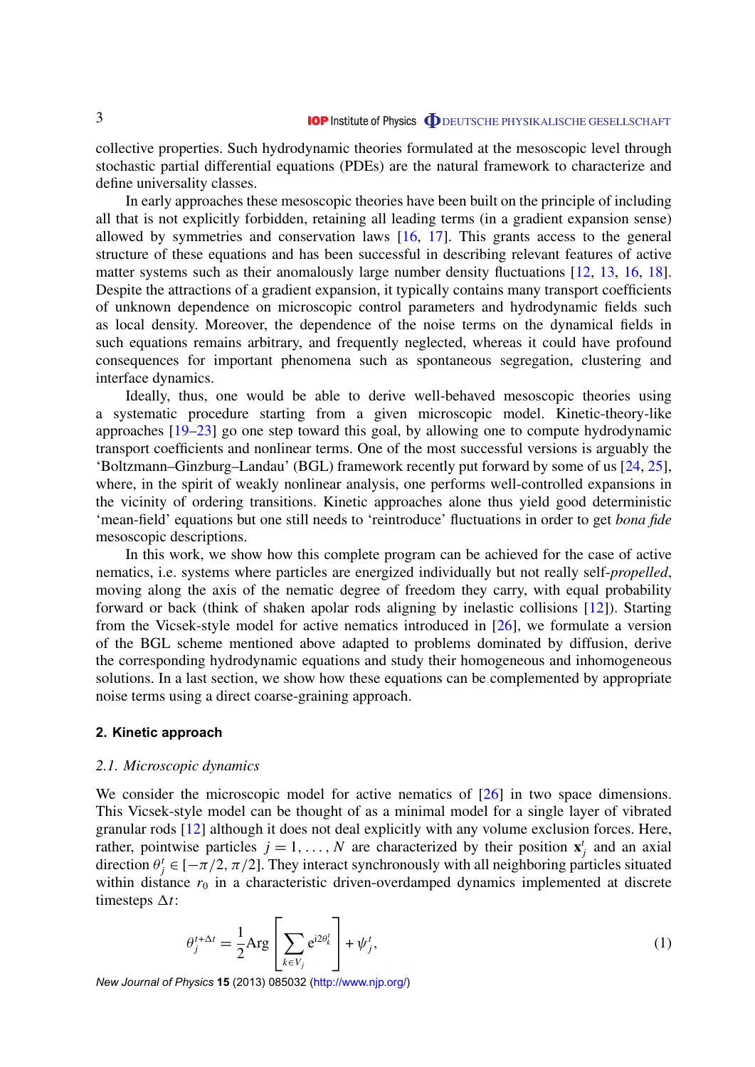collective properties. Such hydrodynamic theories formulated at the mesoscopic level through stochastic partial differential equations (PDEs) are the natural framework to characterize and define universality classes.

In early approaches these mesoscopic theories have been built on the principle of including all that is not explicitly forbidden, retaining all leading terms (in a gradient expansion sense) allowed by symmetries and conservation laws [16, 17]. This grants access to the general structure of these equations and has been successful in describing relevant features of active matter systems such as their anomalously large number density fluctuations [12, 13, 16, 18]. Despite the attractions of a gradient expansion, it typically contains many transport coefficients of unknown dependence on microscopic control parameters and hydrodynamic fields such as local density. Moreover, the dependence of the noise terms on the dynamical fields in such equations remains arbitrary, and frequently neglected, whereas it could have profound consequences for important phenomena such as spontaneous segregation, clustering and interface dynamics.

Ideally, thus, one would be able to derive well-behaved mesoscopic theories using a systematic procedure starting from a given microscopic model. Kinetic-theory-like approaches [19–23] go one step toward this goal, by allowing one to compute hydrodynamic transport coefficients and nonlinear terms. One of the most successful versions is arguably the 'Boltzmann–Ginzburg–Landau' (BGL) framework recently put forward by some of us [24, 25], where, in the spirit of weakly nonlinear analysis, one performs well-controlled expansions in the vicinity of ordering transitions. Kinetic approaches alone thus yield good deterministic 'mean-field' equations but one still needs to 'reintroduce' fluctuations in order to get *bona fide* mesoscopic descriptions.

In this work, we show how this complete program can be achieved for the case of active nematics, i.e. systems where particles are energized individually but not really self-*propelled*, moving along the axis of the nematic degree of freedom they carry, with equal probability forward or back (think of shaken apolar rods aligning by inelastic collisions [12]). Starting from the Vicsek-style model for active nematics introduced in [26], we formulate a version of the BGL scheme mentioned above adapted to problems dominated by diffusion, derive the corresponding hydrodynamic equations and study their homogeneous and inhomogeneous solutions. In a last section, we show how these equations can be complemented by appropriate noise terms using a direct coarse-graining approach.

## 2. Kinetic approach

### 2.1. Microscopic dynamics

We consider the microscopic model for active nematics of [26] in two space dimensions. This Vicsek-style model can be thought of as a minimal model for a single layer of vibrated granular rods [12] although it does not deal explicitly with any volume exclusion forces. Here, rather, pointwise particles $j = 1, \ldots, N$ are characterized by their position $\mathbf{x}_j^t$ and an axial direction $\theta_j^t \in [-\pi/2, \pi/2]$. They interact synchronously with all neighboring particles situated within distance $r_0$ in a characteristic driven-overdamped dynamics implemented at discrete timesteps $\Delta t$:

$$\theta_j^{t+\Delta t} = \frac{1}{2}\mathrm{Arg}\left[\sum_{k\in V_j} \mathrm{e}^{\mathrm{i}2\theta_k^t}\right] + \psi_j^t, \tag{1}$$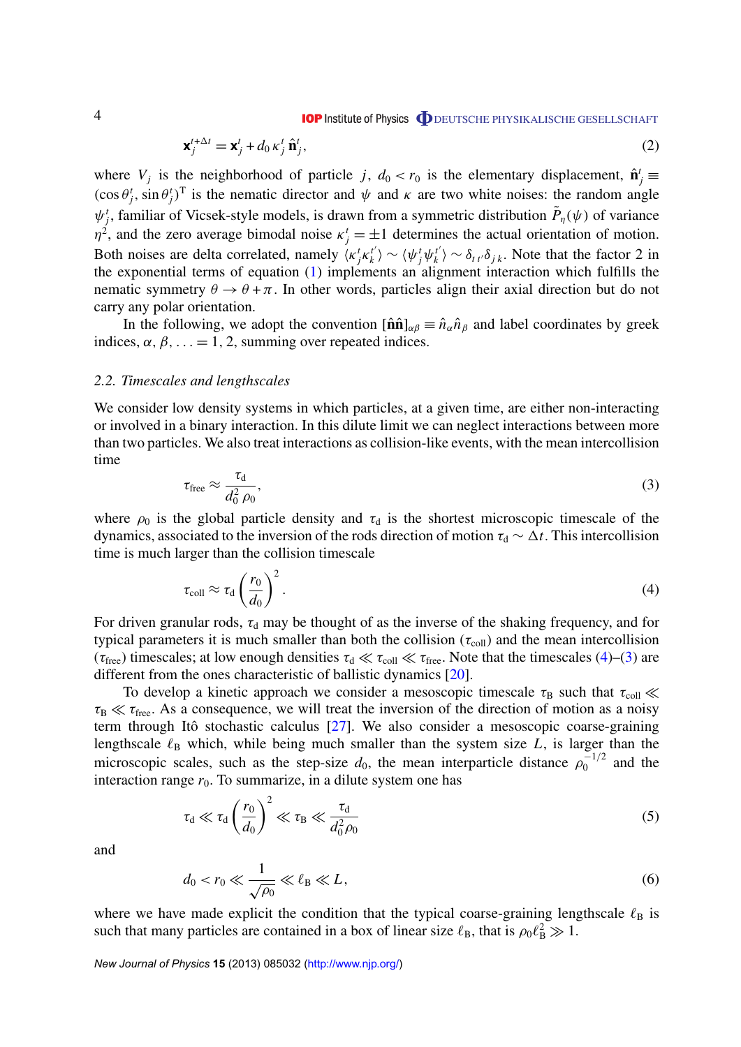$$\mathbf{x}_j^{t+\Delta t} = \mathbf{x}_j^t + d_0\, \kappa_j^t\, \hat{\mathbf{n}}_j^t, \tag{2}$$

where $V_j$ is the neighborhood of particle $j$, $d_0 < r_0$ is the elementary displacement, $\hat{\mathbf{n}}_j^t \equiv (\cos\theta_j^t, \sin\theta_j^t)^{\mathrm{T}}$ is the nematic director and $\psi$ and $\kappa$ are two white noises: the random angle $\psi_j^t$, familiar of Vicsek-style models, is drawn from a symmetric distribution $\tilde{P}_\eta(\psi)$ of variance $\eta^2$, and the zero average bimodal noise $\kappa_j^t = \pm 1$ determines the actual orientation of motion. Both noises are delta correlated, namely $\langle \kappa_j^t \kappa_k^{t'} \rangle \sim \langle \psi_j^t \psi_k^{t'} \rangle \sim \delta_{t\,t'} \delta_{j\,k}$. Note that the factor 2 in the exponential terms of equation (1) implements an alignment interaction which fulfills the nematic symmetry $\theta \to \theta + \pi$. In other words, particles align their axial direction but do not carry any polar orientation.

In the following, we adopt the convention $[\hat{\mathbf{n}}\hat{\mathbf{n}}]_{\alpha\beta} \equiv \hat{n}_\alpha \hat{n}_\beta$ and label coordinates by greek indices, $\alpha, \beta, \ldots = 1, 2$, summing over repeated indices.

### 2.2. Timescales and lengthscales

We consider low density systems in which particles, at a given time, are either non-interacting or involved in a binary interaction. In this dilute limit we can neglect interactions between more than two particles. We also treat interactions as collision-like events, with the mean intercollision time

$$\tau_{\mathrm{free}} \approx \frac{\tau_{\mathrm{d}}}{d_0^2\, \rho_0}, \tag{3}$$

where $\rho_0$ is the global particle density and $\tau_{\mathrm{d}}$ is the shortest microscopic timescale of the dynamics, associated to the inversion of the rods direction of motion $\tau_{\mathrm{d}} \sim \Delta t$. This intercollision time is much larger than the collision timescale

$$\tau_{\mathrm{coll}} \approx \tau_{\mathrm{d}} \left(\frac{r_0}{d_0}\right)^2. \tag{4}$$

For driven granular rods, $\tau_{\mathrm{d}}$ may be thought of as the inverse of the shaking frequency, and for typical parameters it is much smaller than both the collision ($\tau_{\mathrm{coll}}$) and the mean intercollision ($\tau_{\mathrm{free}}$) timescales; at low enough densities $\tau_{\mathrm{d}} \ll \tau_{\mathrm{coll}} \ll \tau_{\mathrm{free}}$. Note that the timescales (4)–(3) are different from the ones characteristic of ballistic dynamics [20].

To develop a kinetic approach we consider a mesoscopic timescale $\tau_{\mathrm{B}}$ such that $\tau_{\mathrm{coll}} \ll \tau_{\mathrm{B}} \ll \tau_{\mathrm{free}}$. As a consequence, we will treat the inversion of the direction of motion as a noisy term through Itô stochastic calculus [27]. We also consider a mesoscopic coarse-graining lengthscale $\ell_{\mathrm{B}}$ which, while being much smaller than the system size $L$, is larger than the microscopic scales, such as the step-size $d_0$, the mean interparticle distance $\rho_0^{-1/2}$ and the interaction range $r_0$. To summarize, in a dilute system one has

$$\tau_{\mathrm{d}} \ll \tau_{\mathrm{d}} \left(\frac{r_0}{d_0}\right)^2 \ll \tau_{\mathrm{B}} \ll \frac{\tau_{\mathrm{d}}}{d_0^2 \rho_0} \tag{5}$$

and

$$d_0 < r_0 \ll \frac{1}{\sqrt{\rho_0}} \ll \ell_{\mathrm{B}} \ll L, \tag{6}$$

where we have made explicit the condition that the typical coarse-graining lengthscale $\ell_{\mathrm{B}}$ is such that many particles are contained in a box of linear size $\ell_{\mathrm{B}}$, that is $\rho_0 \ell_{\mathrm{B}}^2 \gg 1$.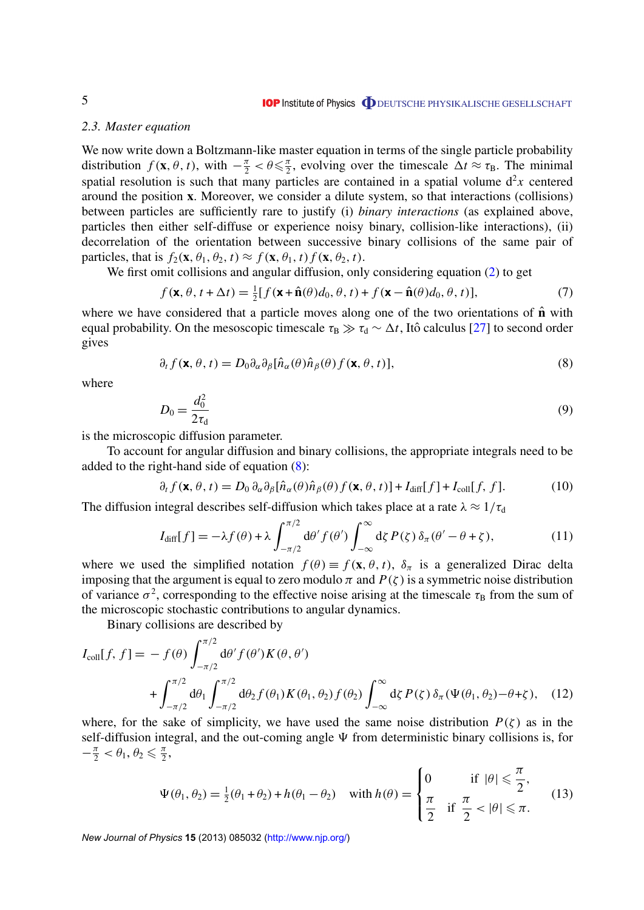### 2.3. Master equation

We now write down a Boltzmann-like master equation in terms of the single particle probability distribution $f(\mathbf{x}, \theta, t)$, with $-\frac{\pi}{2} < \theta \leqslant \frac{\pi}{2}$, evolving over the timescale $\Delta t \approx \tau_{\rm B}$. The minimal spatial resolution is such that many particles are contained in a spatial volume $\mathrm{d}^2x$ centered around the position $\mathbf{x}$. Moreover, we consider a dilute system, so that interactions (collisions) between particles are sufficiently rare to justify (i) *binary interactions* (as explained above, particles then either self-diffuse or experience noisy binary, collision-like interactions), (ii) decorrelation of the orientation between successive binary collisions of the same pair of particles, that is $f_2(\mathbf{x}, \theta_1, \theta_2, t) \approx f(\mathbf{x}, \theta_1, t)\, f(\mathbf{x}, \theta_2, t)$.

We first omit collisions and angular diffusion, only considering equation (2) to get

$$f(\mathbf{x}, \theta, t+\Delta t) = \tfrac{1}{2}[f(\mathbf{x}+\hat{\mathbf{n}}(\theta)d_0, \theta, t) + f(\mathbf{x}-\hat{\mathbf{n}}(\theta)d_0, \theta, t)], \tag{7}$$

where we have considered that a particle moves along one of the two orientations of $\hat{\mathbf{n}}$ with equal probability. On the mesoscopic timescale $\tau_{\rm B} \gg \tau_{\rm d} \sim \Delta t$, Itô calculus [27] to second order gives

$$\partial_t f(\mathbf{x}, \theta, t) = D_0 \partial_\alpha \partial_\beta [\hat{n}_\alpha(\theta)\hat{n}_\beta(\theta) f(\mathbf{x}, \theta, t)], \tag{8}$$

where

$$D_0 = \frac{d_0^2}{2\tau_{\rm d}} \tag{9}$$

is the microscopic diffusion parameter.

To account for angular diffusion and binary collisions, the appropriate integrals need to be added to the right-hand side of equation (8):

$$\partial_t f(\mathbf{x}, \theta, t) = D_0\, \partial_\alpha \partial_\beta [\hat{n}_\alpha(\theta)\hat{n}_\beta(\theta) f(\mathbf{x}, \theta, t)] + I_{\rm diff}[f] + I_{\rm coll}[f, f]. \tag{10}$$

The diffusion integral describes self-diffusion which takes place at a rate $\lambda \approx 1/\tau_{\rm d}$

$$I_{\rm diff}[f] = -\lambda f(\theta) + \lambda \int_{-\pi/2}^{\pi/2} \mathrm{d}\theta'\, f(\theta') \int_{-\infty}^{\infty} \mathrm{d}\zeta\, P(\zeta)\, \delta_\pi(\theta' - \theta + \zeta), \tag{11}$$

where we used the simplified notation $f(\theta) \equiv f(\mathbf{x}, \theta, t)$, $\delta_\pi$ is a generalized Dirac delta imposing that the argument is equal to zero modulo $\pi$ and $P(\zeta)$ is a symmetric noise distribution of variance $\sigma^2$, corresponding to the effective noise arising at the timescale $\tau_{\rm B}$ from the sum of the microscopic stochastic contributions to angular dynamics.

Binary collisions are described by

$$\begin{aligned} I_{\rm coll}[f, f] = & -f(\theta) \int_{-\pi/2}^{\pi/2} \mathrm{d}\theta'\, f(\theta') K(\theta, \theta') \\ & + \int_{-\pi/2}^{\pi/2} \mathrm{d}\theta_1 \int_{-\pi/2}^{\pi/2} \mathrm{d}\theta_2\, f(\theta_1) K(\theta_1, \theta_2) f(\theta_2) \int_{-\infty}^{\infty} \mathrm{d}\zeta\, P(\zeta)\, \delta_\pi(\Psi(\theta_1, \theta_2) - \theta + \zeta), \end{aligned} \tag{12}$$

where, for the sake of simplicity, we have used the same noise distribution $P(\zeta)$ as in the self-diffusion integral, and the out-coming angle $\Psi$ from deterministic binary collisions is, for $-\frac{\pi}{2} < \theta_1, \theta_2 \leqslant \frac{\pi}{2}$,

$$\Psi(\theta_1, \theta_2) = \tfrac{1}{2}(\theta_1 + \theta_2) + h(\theta_1 - \theta_2) \quad \text{with } h(\theta) = \begin{cases} 0 & \text{if } |\theta| \leqslant \dfrac{\pi}{2}, \\ \dfrac{\pi}{2} & \text{if } \dfrac{\pi}{2} < |\theta| \leqslant \pi. \end{cases} \tag{13}$$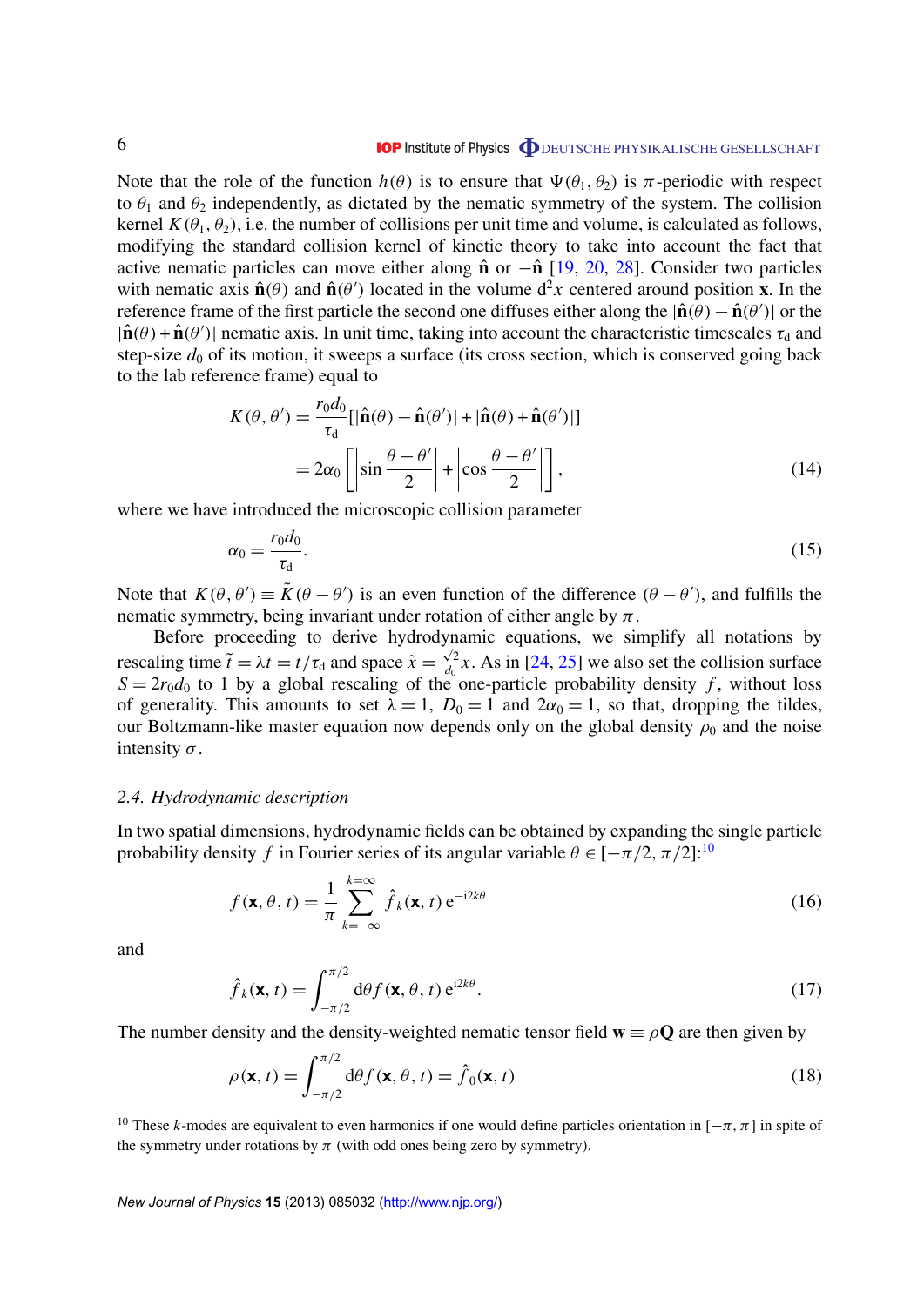Note that the role of the function $h(\theta)$ is to ensure that $\Psi(\theta_1, \theta_2)$ is $\pi$-periodic with respect to $\theta_1$ and $\theta_2$ independently, as dictated by the nematic symmetry of the system. The collision kernel $K(\theta_1, \theta_2)$, i.e. the number of collisions per unit time and volume, is calculated as follows, modifying the standard collision kernel of kinetic theory to take into account the fact that active nematic particles can move either along $\hat{\mathbf{n}}$ or $-\hat{\mathbf{n}}$ [19, 20, 28]. Consider two particles with nematic axis $\hat{\mathbf{n}}(\theta)$ and $\hat{\mathbf{n}}(\theta')$ located in the volume $\mathrm{d}^2x$ centered around position $\mathbf{x}$. In the reference frame of the first particle the second one diffuses either along the $|\hat{\mathbf{n}}(\theta) - \hat{\mathbf{n}}(\theta')|$ or the $|\hat{\mathbf{n}}(\theta) + \hat{\mathbf{n}}(\theta')|$ nematic axis. In unit time, taking into account the characteristic timescales $\tau_\mathrm{d}$ and step-size $d_0$ of its motion, it sweeps a surface (its cross section, which is conserved going back to the lab reference frame) equal to

$$
\begin{aligned}
K(\theta, \theta') &= \frac{r_0 d_0}{\tau_\mathrm{d}}[|\hat{\mathbf{n}}(\theta) - \hat{\mathbf{n}}(\theta')| + |\hat{\mathbf{n}}(\theta) + \hat{\mathbf{n}}(\theta')|] \\
&= 2\alpha_0 \left[ \left| \sin \frac{\theta - \theta'}{2} \right| + \left| \cos \frac{\theta - \theta'}{2} \right| \right],
\end{aligned}
\tag{14}
$$

where we have introduced the microscopic collision parameter

$$
\alpha_0 = \frac{r_0 d_0}{\tau_\mathrm{d}}. \tag{15}
$$

Note that $K(\theta, \theta') \equiv \tilde{K}(\theta - \theta')$ is an even function of the difference $(\theta - \theta')$, and fulfills the nematic symmetry, being invariant under rotation of either angle by $\pi$.

Before proceeding to derive hydrodynamic equations, we simplify all notations by rescaling time $\tilde{t} = \lambda t = t/\tau_\mathrm{d}$ and space $\tilde{x} = \frac{\sqrt{2}}{d_0} x$. As in [24, 25] we also set the collision surface $S = 2r_0 d_0$ to 1 by a global rescaling of the one-particle probability density $f$, without loss of generality. This amounts to set $\lambda = 1$, $D_0 = 1$ and $2\alpha_0 = 1$, so that, dropping the tildes, our Boltzmann-like master equation now depends only on the global density $\rho_0$ and the noise intensity $\sigma$.

### *2.4. Hydrodynamic description*

In two spatial dimensions, hydrodynamic fields can be obtained by expanding the single particle probability density $f$ in Fourier series of its angular variable $\theta \in [-\pi/2, \pi/2]$:[10]

$$
f(\mathbf{x}, \theta, t) = \frac{1}{\pi} \sum_{k=-\infty}^{k=\infty} \hat{f}_k(\mathbf{x}, t)\, \mathrm{e}^{-\mathrm{i}2k\theta} \tag{16}
$$

and

$$
\hat{f}_k(\mathbf{x}, t) = \int_{-\pi/2}^{\pi/2} \mathrm{d}\theta f(\mathbf{x}, \theta, t)\, \mathrm{e}^{\mathrm{i}2k\theta}. \tag{17}
$$

The number density and the density-weighted nematic tensor field $\mathbf{w} \equiv \rho \mathbf{Q}$ are then given by

$$
\rho(\mathbf{x}, t) = \int_{-\pi/2}^{\pi/2} \mathrm{d}\theta f(\mathbf{x}, \theta, t) = \hat{f}_0(\mathbf{x}, t) \tag{18}
$$

[10] These $k$-modes are equivalent to even harmonics if one would define particles orientation in $[-\pi, \pi]$ in spite of the symmetry under rotations by $\pi$ (with odd ones being zero by symmetry).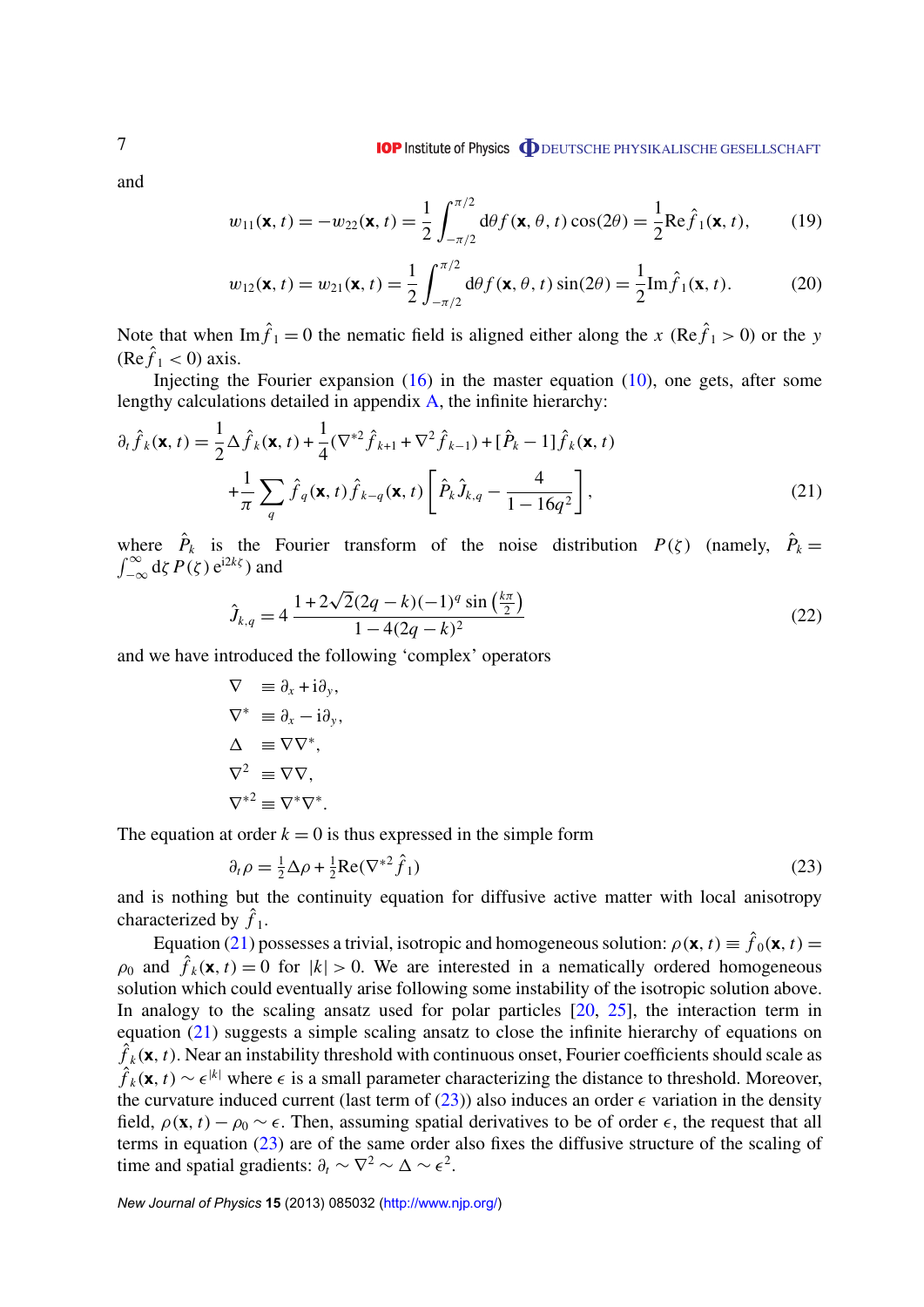and

$$w_{11}(\mathbf{x},t) = -w_{22}(\mathbf{x},t) = \frac{1}{2}\int_{-\pi/2}^{\pi/2} \mathrm{d}\theta f(\mathbf{x},\theta,t)\cos(2\theta) = \frac{1}{2}\mathrm{Re}\hat{f}_1(\mathbf{x},t), \tag{19}$$

$$w_{12}(\mathbf{x},t) = w_{21}(\mathbf{x},t) = \frac{1}{2}\int_{-\pi/2}^{\pi/2} \mathrm{d}\theta f(\mathbf{x},\theta,t)\sin(2\theta) = \frac{1}{2}\mathrm{Im}\hat{f}_1(\mathbf{x},t). \tag{20}$$

Note that when $\mathrm{Im}\hat{f}_1 = 0$ the nematic field is aligned either along the $x$ ($\mathrm{Re}\hat{f}_1 > 0$) or the $y$ ($\mathrm{Re}\hat{f}_1 < 0$) axis.

Injecting the Fourier expansion (16) in the master equation (10), one gets, after some lengthy calculations detailed in appendix A, the infinite hierarchy:

$$\partial_t \hat{f}_k(\mathbf{x},t) = \frac{1}{2}\Delta\hat{f}_k(\mathbf{x},t) + \frac{1}{4}(\nabla^{*2}\hat{f}_{k+1} + \nabla^2\hat{f}_{k-1}) + [\hat{P}_k - 1]\hat{f}_k(\mathbf{x},t)$$
$$+\frac{1}{\pi}\sum_q \hat{f}_q(\mathbf{x},t)\hat{f}_{k-q}(\mathbf{x},t)\left[\hat{P}_k\hat{J}_{k,q} - \frac{4}{1-16q^2}\right], \tag{21}$$

where $\hat{P}_k$ is the Fourier transform of the noise distribution $P(\zeta)$ (namely, $\hat{P}_k = \int_{-\infty}^{\infty}\mathrm{d}\zeta\, P(\zeta)\,\mathrm{e}^{\mathrm{i}2k\zeta}$) and

$$\hat{J}_{k,q} = 4\,\frac{1+2\sqrt{2}(2q-k)(-1)^q\sin\left(\frac{k\pi}{2}\right)}{1-4(2q-k)^2} \tag{22}$$

and we have introduced the following 'complex' operators

$$\begin{aligned}
\nabla &\equiv \partial_x + \mathrm{i}\partial_y,\\
\nabla^* &\equiv \partial_x - \mathrm{i}\partial_y,\\
\Delta &\equiv \nabla\nabla^*,\\
\nabla^2 &\equiv \nabla\nabla,\\
\nabla^{*2} &\equiv \nabla^*\nabla^*.
\end{aligned}$$

The equation at order $k = 0$ is thus expressed in the simple form

$$\partial_t\rho = \tfrac{1}{2}\Delta\rho + \tfrac{1}{2}\mathrm{Re}(\nabla^{*2}\hat{f}_1) \tag{23}$$

and is nothing but the continuity equation for diffusive active matter with local anisotropy characterized by $\hat{f}_1$.

Equation (21) possesses a trivial, isotropic and homogeneous solution: $\rho(\mathbf{x},t) \equiv \hat{f}_0(\mathbf{x},t) = \rho_0$ and $\hat{f}_k(\mathbf{x},t) = 0$ for $|k| > 0$. We are interested in a nematically ordered homogeneous solution which could eventually arise following some instability of the isotropic solution above. In analogy to the scaling ansatz used for polar particles [20, 25], the interaction term in equation (21) suggests a simple scaling ansatz to close the infinite hierarchy of equations on $\hat{f}_k(\mathbf{x},t)$. Near an instability threshold with continuous onset, Fourier coefficients should scale as $\hat{f}_k(\mathbf{x},t) \sim \epsilon^{|k|}$ where $\epsilon$ is a small parameter characterizing the distance to threshold. Moreover, the curvature induced current (last term of (23)) also induces an order $\epsilon$ variation in the density field, $\rho(\mathbf{x},t) - \rho_0 \sim \epsilon$. Then, assuming spatial derivatives to be of order $\epsilon$, the request that all terms in equation (23) are of the same order also fixes the diffusive structure of the scaling of time and spatial gradients: $\partial_t \sim \nabla^2 \sim \Delta \sim \epsilon^2$.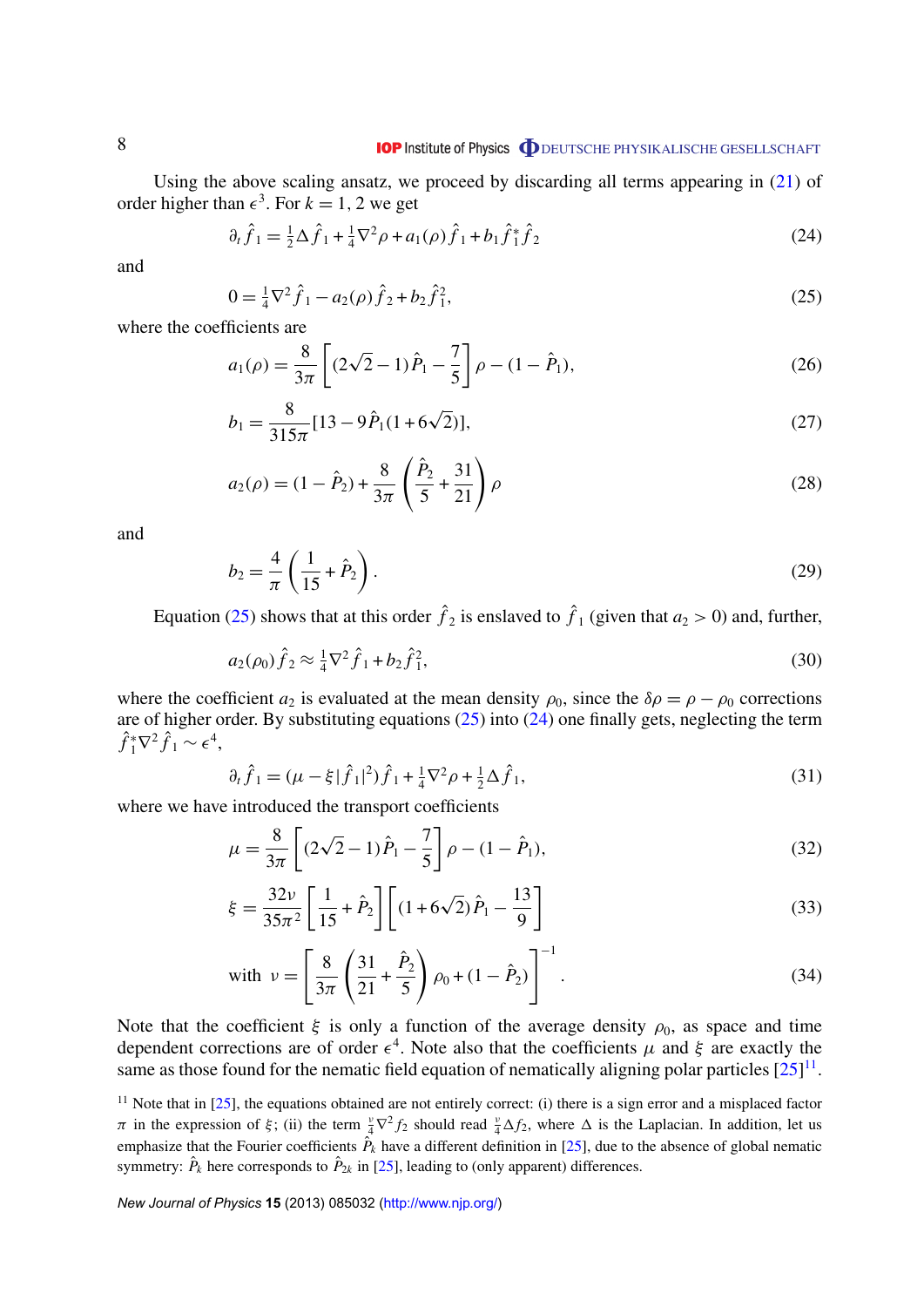Using the above scaling ansatz, we proceed by discarding all terms appearing in (21) of order higher than $\epsilon^3$. For $k = 1, 2$ we get

$$\partial_t \hat{f}_1 = \tfrac{1}{2}\Delta \hat{f}_1 + \tfrac{1}{4}\nabla^2 \rho + a_1(\rho)\hat{f}_1 + b_1 \hat{f}_1^* \hat{f}_2 \tag{24}$$

and

$$0 = \tfrac{1}{4}\nabla^2 \hat{f}_1 - a_2(\rho)\hat{f}_2 + b_2 \hat{f}_1^2, \tag{25}$$

where the coefficients are

$$a_1(\rho) = \frac{8}{3\pi}\left[(2\sqrt{2}-1)\hat{P}_1 - \frac{7}{5}\right]\rho - (1-\hat{P}_1), \tag{26}$$

$$b_1 = \frac{8}{315\pi}[13 - 9\hat{P}_1(1+6\sqrt{2})], \tag{27}$$

$$a_2(\rho) = (1-\hat{P}_2) + \frac{8}{3\pi}\left(\frac{\hat{P}_2}{5} + \frac{31}{21}\right)\rho \tag{28}$$

and

$$b_2 = \frac{4}{\pi}\left(\frac{1}{15} + \hat{P}_2\right). \tag{29}$$

Equation (25) shows that at this order $\hat{f}_2$ is enslaved to $\hat{f}_1$ (given that $a_2 > 0$) and, further,

$$a_2(\rho_0)\hat{f}_2 \approx \tfrac{1}{4}\nabla^2 \hat{f}_1 + b_2 \hat{f}_1^2, \tag{30}$$

where the coefficient $a_2$ is evaluated at the mean density $\rho_0$, since the $\delta\rho = \rho - \rho_0$ corrections are of higher order. By substituting equations (25) into (24) one finally gets, neglecting the term $\hat{f}_1^* \nabla^2 \hat{f}_1 \sim \epsilon^4$,

$$\partial_t \hat{f}_1 = (\mu - \xi|\hat{f}_1|^2)\hat{f}_1 + \tfrac{1}{4}\nabla^2 \rho + \tfrac{1}{2}\Delta \hat{f}_1, \tag{31}$$

where we have introduced the transport coefficients

$$\mu = \frac{8}{3\pi}\left[(2\sqrt{2}-1)\hat{P}_1 - \frac{7}{5}\right]\rho - (1-\hat{P}_1), \tag{32}$$

$$\xi = \frac{32\nu}{35\pi^2}\left[\frac{1}{15} + \hat{P}_2\right]\left[(1+6\sqrt{2})\hat{P}_1 - \frac{13}{9}\right] \tag{33}$$

$$\text{with } \nu = \left[\frac{8}{3\pi}\left(\frac{31}{21} + \frac{\hat{P}_2}{5}\right)\rho_0 + (1-\hat{P}_2)\right]^{-1}. \tag{34}$$

Note that the coefficient $\xi$ is only a function of the average density $\rho_0$, as space and time dependent corrections are of order $\epsilon^4$. Note also that the coefficients $\mu$ and $\xi$ are exactly the same as those found for the nematic field equation of nematically aligning polar particles [25][11].

[11] Note that in [25], the equations obtained are not entirely correct: (i) there is a sign error and a misplaced factor $\pi$ in the expression of $\xi$; (ii) the term $\frac{\nu}{4}\nabla^2 f_2$ should read $\frac{\nu}{4}\Delta f_2$, where $\Delta$ is the Laplacian. In addition, let us emphasize that the Fourier coefficients $\hat{P}_k$ have a different definition in [25], due to the absence of global nematic symmetry: $\hat{P}_k$ here corresponds to $\hat{P}_{2k}$ in [25], leading to (only apparent) differences.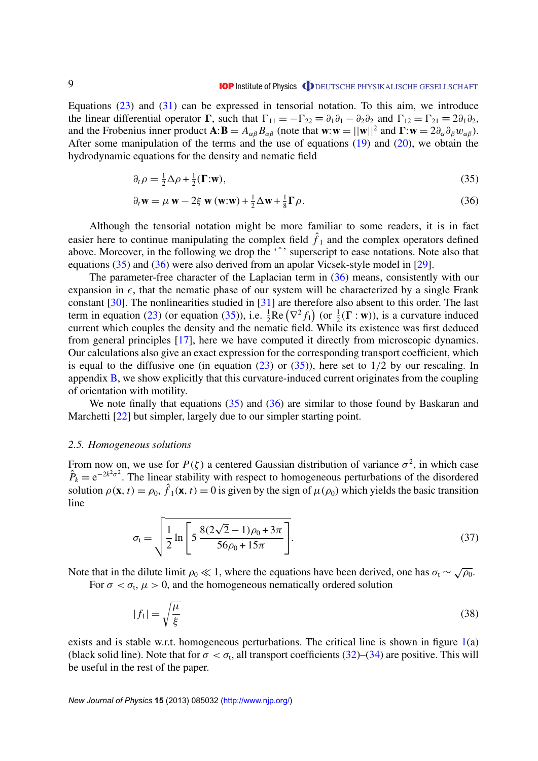Equations (23) and (31) can be expressed in tensorial notation. To this aim, we introduce the linear differential operator $\mathbf{\Gamma}$, such that $\Gamma_{11} = -\Gamma_{22} \equiv \partial_1\partial_1 - \partial_2\partial_2$ and $\Gamma_{12} = \Gamma_{21} \equiv 2\partial_1\partial_2$, and the Frobenius inner product $\mathbf{A}:\mathbf{B} = A_{\alpha\beta}B_{\alpha\beta}$ (note that $\mathbf{w}:\mathbf{w} = ||\mathbf{w}||^2$ and $\mathbf{\Gamma}:\mathbf{w} = 2\partial_\alpha\partial_\beta w_{\alpha\beta}$). After some manipulation of the terms and the use of equations (19) and (20), we obtain the hydrodynamic equations for the density and nematic field

$$\partial_t \rho = \tfrac{1}{2}\Delta\rho + \tfrac{1}{2}(\mathbf{\Gamma}:\mathbf{w}), \tag{35}$$

$$\partial_t \mathbf{w} = \mu\, \mathbf{w} - 2\xi\, \mathbf{w}\,(\mathbf{w}:\mathbf{w}) + \tfrac{1}{2}\Delta\mathbf{w} + \tfrac{1}{8}\mathbf{\Gamma}\rho. \tag{36}$$

Although the tensorial notation might be more familiar to some readers, it is in fact easier here to continue manipulating the complex field $\hat{f}_1$ and the complex operators defined above. Moreover, in the following we drop the '$\hat{\ }$' superscript to ease notations. Note also that equations (35) and (36) were also derived from an apolar Vicsek-style model in [29].

The parameter-free character of the Laplacian term in (36) means, consistently with our expansion in $\epsilon$, that the nematic phase of our system will be characterized by a single Frank constant [30]. The nonlinearities studied in [31] are therefore also absent to this order. The last term in equation (23) (or equation (35)), i.e. $\frac{1}{2}\mathrm{Re}\left(\nabla^2 f_1\right)$ (or $\frac{1}{2}(\mathbf{\Gamma}:\mathbf{w})$), is a curvature induced current which couples the density and the nematic field. While its existence was first deduced from general principles [17], here we have computed it directly from microscopic dynamics. Our calculations also give an exact expression for the corresponding transport coefficient, which is equal to the diffusive one (in equation (23) or (35)), here set to $1/2$ by our rescaling. In appendix B, we show explicitly that this curvature-induced current originates from the coupling of orientation with motility.

We note finally that equations (35) and (36) are similar to those found by Baskaran and Marchetti [22] but simpler, largely due to our simpler starting point.

### *2.5. Homogeneous solutions*

From now on, we use for $P(\zeta)$ a centered Gaussian distribution of variance $\sigma^2$, in which case $\hat{P}_k = \mathrm{e}^{-2k^2\sigma^2}$. The linear stability with respect to homogeneous perturbations of the disordered solution $\rho(\mathbf{x},t) = \rho_0$, $\hat{f}_1(\mathbf{x},t) = 0$ is given by the sign of $\mu(\rho_0)$ which yields the basic transition line

$$\sigma_{\mathrm{t}} = \sqrt{\frac{1}{2}\ln\left[5\,\frac{8(2\sqrt{2}-1)\rho_0 + 3\pi}{56\rho_0 + 15\pi}\right]}. \tag{37}$$

Note that in the dilute limit $\rho_0 \ll 1$, where the equations have been derived, one has $\sigma_{\mathrm{t}} \sim \sqrt{\rho_0}$.

For $\sigma < \sigma_{\mathrm{t}}$, $\mu > 0$, and the homogeneous nematically ordered solution

$$|f_1| = \sqrt{\frac{\mu}{\xi}} \tag{38}$$

exists and is stable w.r.t. homogeneous perturbations. The critical line is shown in figure 1(a) (black solid line). Note that for $\sigma < \sigma_{\mathrm{t}}$, all transport coefficients (32)–(34) are positive. This will be useful in the rest of the paper.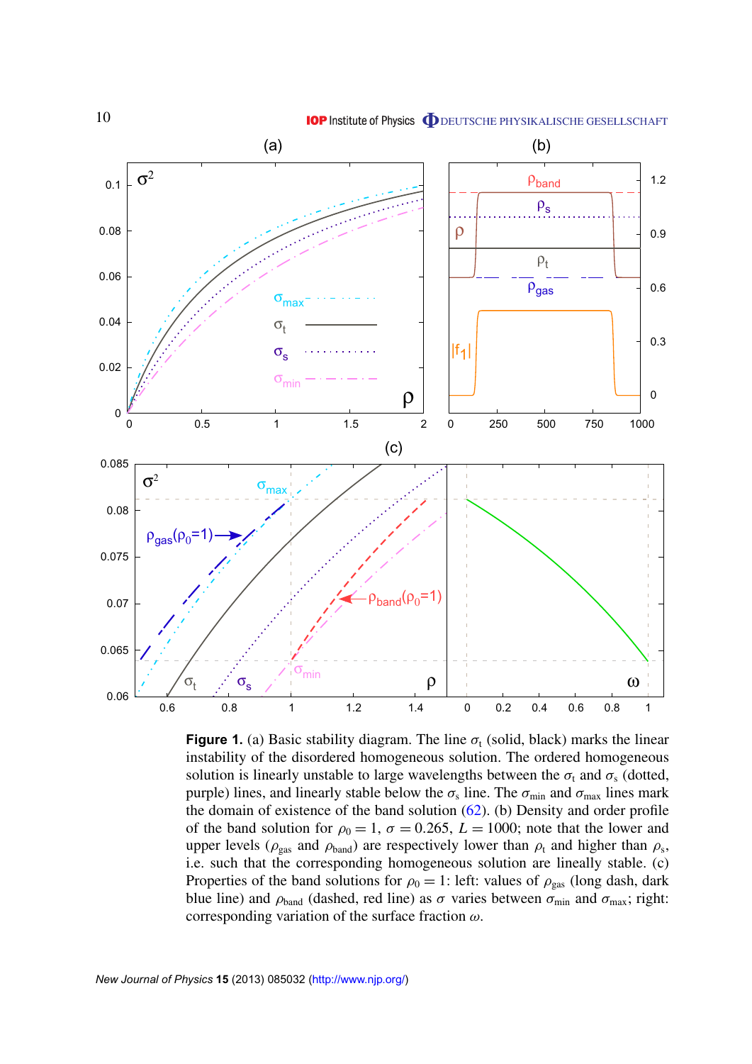**Figure 1.** (a) Basic stability diagram. The line $\sigma_t$ (solid, black) marks the linear instability of the disordered homogeneous solution. The ordered homogeneous solution is linearly unstable to large wavelengths between the $\sigma_t$ and $\sigma_s$ (dotted, purple) lines, and linearly stable below the $\sigma_s$ line. The $\sigma_{min}$ and $\sigma_{max}$ lines mark the domain of existence of the band solution (62). (b) Density and order profile of the band solution for $\rho_0 = 1$, $\sigma = 0.265$, $L = 1000$; note that the lower and upper levels ($\rho_{gas}$ and $\rho_{band}$) are respectively lower than $\rho_t$ and higher than $\rho_s$, i.e. such that the corresponding homogeneous solution are lineally stable. (c) Properties of the band solutions for $\rho_0 = 1$: left: values of $\rho_{gas}$ (long dash, dark blue line) and $\rho_{band}$ (dashed, red line) as $\sigma$ varies between $\sigma_{min}$ and $\sigma_{max}$; right: corresponding variation of the surface fraction $\omega$.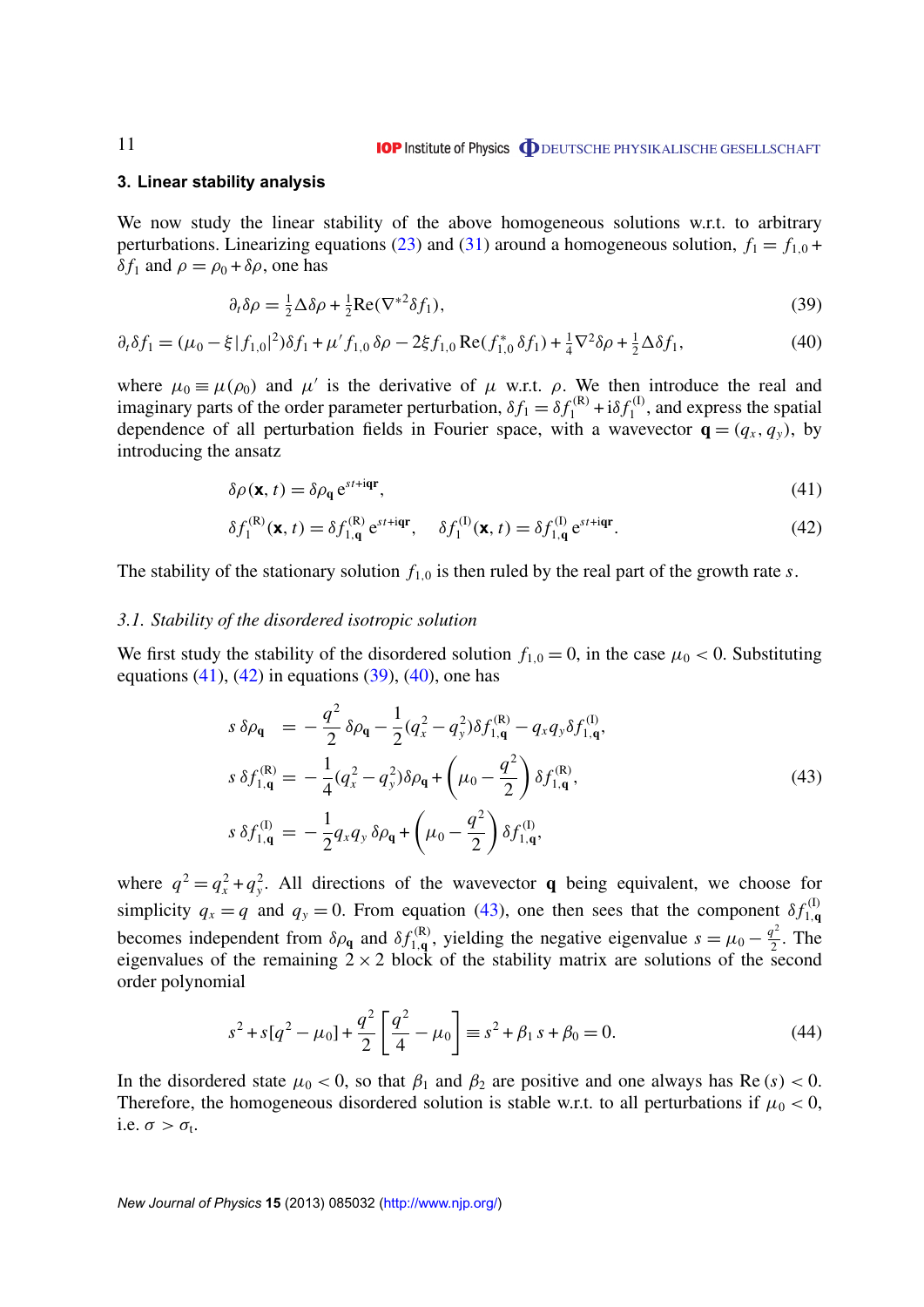## 3. Linear stability analysis

We now study the linear stability of the above homogeneous solutions w.r.t. to arbitrary perturbations. Linearizing equations (23) and (31) around a homogeneous solution, $f_1 = f_{1,0} + \delta f_1$ and $\rho = \rho_0 + \delta\rho$, one has

$$\partial_t \delta\rho = \tfrac{1}{2}\Delta\delta\rho + \tfrac{1}{2}\mathrm{Re}(\nabla^{*2}\delta f_1), \tag{39}$$

$$\partial_t \delta f_1 = (\mu_0 - \xi|f_{1,0}|^2)\delta f_1 + \mu' f_{1,0}\,\delta\rho - 2\xi f_{1,0}\,\mathrm{Re}(f_{1,0}^*\,\delta f_1) + \tfrac{1}{4}\nabla^2\delta\rho + \tfrac{1}{2}\Delta\delta f_1, \tag{40}$$

where $\mu_0 \equiv \mu(\rho_0)$ and $\mu'$ is the derivative of $\mu$ w.r.t. $\rho$. We then introduce the real and imaginary parts of the order parameter perturbation, $\delta f_1 = \delta f_1^{(\mathrm{R})} + \mathrm{i}\delta f_1^{(\mathrm{I})}$, and express the spatial dependence of all perturbation fields in Fourier space, with a wavevector $\mathbf{q} = (q_x, q_y)$, by introducing the ansatz

$$\delta\rho(\mathbf{x}, t) = \delta\rho_{\mathbf{q}}\,\mathrm{e}^{st+\mathrm{i}\mathbf{q}\mathbf{r}}, \tag{41}$$

$$\delta f_1^{(\mathrm{R})}(\mathbf{x}, t) = \delta f_{1,\mathbf{q}}^{(\mathrm{R})}\,\mathrm{e}^{st+\mathrm{i}\mathbf{q}\mathbf{r}}, \quad \delta f_1^{(\mathrm{I})}(\mathbf{x}, t) = \delta f_{1,\mathbf{q}}^{(\mathrm{I})}\,\mathrm{e}^{st+\mathrm{i}\mathbf{q}\mathbf{r}}. \tag{42}$$

The stability of the stationary solution $f_{1,0}$ is then ruled by the real part of the growth rate $s$.

### *3.1. Stability of the disordered isotropic solution*

We first study the stability of the disordered solution $f_{1,0} = 0$, in the case $\mu_0 < 0$. Substituting equations (41), (42) in equations (39), (40), one has

$$\begin{aligned}
s\,\delta\rho_{\mathbf{q}} &= -\frac{q^2}{2}\,\delta\rho_{\mathbf{q}} - \frac{1}{2}(q_x^2 - q_y^2)\delta f_{1,\mathbf{q}}^{(\mathrm{R})} - q_x q_y \delta f_{1,\mathbf{q}}^{(\mathrm{I})}, \\
s\,\delta f_{1,\mathbf{q}}^{(\mathrm{R})} &= -\frac{1}{4}(q_x^2 - q_y^2)\delta\rho_{\mathbf{q}} + \left(\mu_0 - \frac{q^2}{2}\right)\delta f_{1,\mathbf{q}}^{(\mathrm{R})}, \\
s\,\delta f_{1,\mathbf{q}}^{(\mathrm{I})} &= -\frac{1}{2}q_x q_y\,\delta\rho_{\mathbf{q}} + \left(\mu_0 - \frac{q^2}{2}\right)\delta f_{1,\mathbf{q}}^{(\mathrm{I})},
\end{aligned} \tag{43}$$

where $q^2 = q_x^2 + q_y^2$. All directions of the wavevector $\mathbf{q}$ being equivalent, we choose for simplicity $q_x = q$ and $q_y = 0$. From equation (43), one then sees that the component $\delta f_{1,\mathbf{q}}^{(\mathrm{I})}$ becomes independent from $\delta\rho_{\mathbf{q}}$ and $\delta f_{1,\mathbf{q}}^{(\mathrm{R})}$, yielding the negative eigenvalue $s = \mu_0 - \frac{q^2}{2}$. The eigenvalues of the remaining $2\times 2$ block of the stability matrix are solutions of the second order polynomial

$$s^2 + s[q^2 - \mu_0] + \frac{q^2}{2}\left[\frac{q^2}{4} - \mu_0\right] \equiv s^2 + \beta_1\,s + \beta_0 = 0. \tag{44}$$

In the disordered state $\mu_0 < 0$, so that $\beta_1$ and $\beta_2$ are positive and one always has $\mathrm{Re}\,(s) < 0$. Therefore, the homogeneous disordered solution is stable w.r.t. to all perturbations if $\mu_0 < 0$, i.e. $\sigma > \sigma_{\mathrm{t}}$.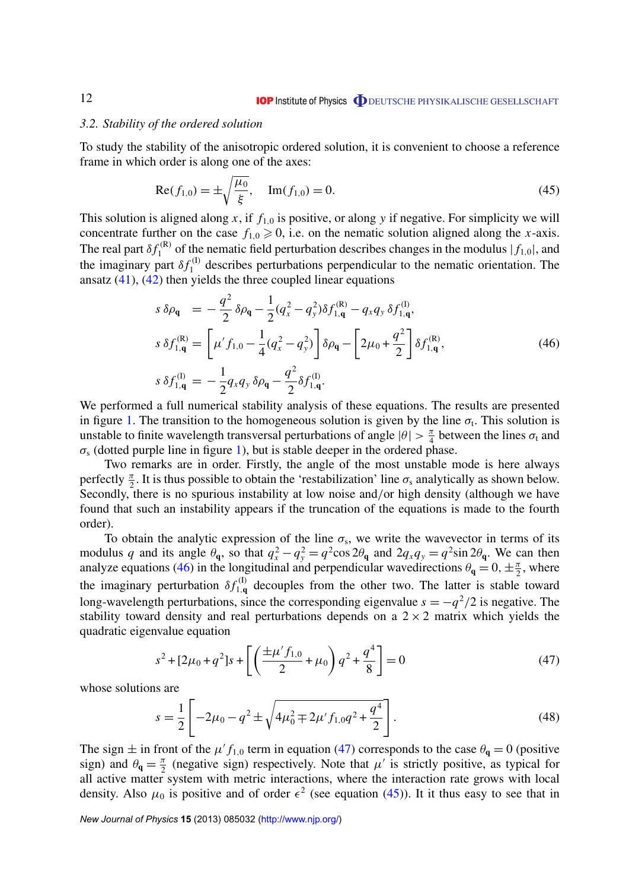### 3.2. Stability of the ordered solution

To study the stability of the anisotropic ordered solution, it is convenient to choose a reference frame in which order is along one of the axes:

$$\mathrm{Re}(f_{1,0}) = \pm\sqrt{\frac{\mu_0}{\xi}}, \quad \mathrm{Im}(f_{1,0}) = 0. \tag{45}$$

This solution is aligned along $x$, if $f_{1,0}$ is positive, or along $y$ if negative. For simplicity we will concentrate further on the case $f_{1,0} \geqslant 0$, i.e. on the nematic solution aligned along the $x$-axis. The real part $\delta f_1^{(\mathrm{R})}$ of the nematic field perturbation describes changes in the modulus $|f_{1,0}|$, and the imaginary part $\delta f_1^{(\mathrm{I})}$ describes perturbations perpendicular to the nematic orientation. The ansatz (41), (42) then yields the three coupled linear equations

$$\begin{aligned}
s\,\delta\rho_{\mathbf{q}} &= -\frac{q^2}{2}\,\delta\rho_{\mathbf{q}} - \frac{1}{2}(q_x^2 - q_y^2)\delta f_{1,\mathbf{q}}^{(\mathrm{R})} - q_x q_y\,\delta f_{1,\mathbf{q}}^{(\mathrm{I})}, \\
s\,\delta f_{1,\mathbf{q}}^{(\mathrm{R})} &= \left[\mu' f_{1,0} - \frac{1}{4}(q_x^2 - q_y^2)\right]\delta\rho_{\mathbf{q}} - \left[2\mu_0 + \frac{q^2}{2}\right]\delta f_{1,\mathbf{q}}^{(\mathrm{R})}, \\
s\,\delta f_{1,\mathbf{q}}^{(\mathrm{I})} &= -\frac{1}{2}q_x q_y\,\delta\rho_{\mathbf{q}} - \frac{q^2}{2}\delta f_{1,\mathbf{q}}^{(\mathrm{I})}.
\end{aligned} \tag{46}$$

We performed a full numerical stability analysis of these equations. The results are presented in figure 1. The transition to the homogeneous solution is given by the line $\sigma_\mathrm{t}$. This solution is unstable to finite wavelength transversal perturbations of angle $|\theta| > \frac{\pi}{4}$ between the lines $\sigma_\mathrm{t}$ and $\sigma_\mathrm{s}$ (dotted purple line in figure 1), but is stable deeper in the ordered phase.

Two remarks are in order. Firstly, the angle of the most unstable mode is here always perfectly $\frac{\pi}{2}$. It is thus possible to obtain the 'restabilization' line $\sigma_\mathrm{s}$ analytically as shown below. Secondly, there is no spurious instability at low noise and/or high density (although we have found that such an instability appears if the truncation of the equations is made to the fourth order).

To obtain the analytic expression of the line $\sigma_\mathrm{s}$, we write the wavevector in terms of its modulus $q$ and its angle $\theta_{\mathbf{q}}$, so that $q_x^2 - q_y^2 = q^2\cos 2\theta_{\mathbf{q}}$ and $2q_x q_y = q^2 \sin 2\theta_{\mathbf{q}}$. We can then analyze equations (46) in the longitudinal and perpendicular wavedirections $\theta_{\mathbf{q}} = 0, \pm\frac{\pi}{2}$, where the imaginary perturbation $\delta f_{1,\mathbf{q}}^{(\mathrm{I})}$ decouples from the other two. The latter is stable toward long-wavelength perturbations, since the corresponding eigenvalue $s = -q^2/2$ is negative. The stability toward density and real perturbations depends on a $2 \times 2$ matrix which yields the quadratic eigenvalue equation

$$s^2 + [2\mu_0 + q^2]s + \left[\left(\frac{\pm\mu' f_{1,0}}{2} + \mu_0\right)q^2 + \frac{q^4}{8}\right] = 0 \tag{47}$$

whose solutions are

$$s = \frac{1}{2}\left[-2\mu_0 - q^2 \pm \sqrt{4\mu_0^2 \mp 2\mu' f_{1,0} q^2 + \frac{q^4}{2}}\right]. \tag{48}$$

The sign $\pm$ in front of the $\mu' f_{1,0}$ term in equation (47) corresponds to the case $\theta_{\mathbf{q}} = 0$ (positive sign) and $\theta_{\mathbf{q}} = \frac{\pi}{2}$ (negative sign) respectively. Note that $\mu'$ is strictly positive, as typical for all active matter system with metric interactions, where the interaction rate grows with local density. Also $\mu_0$ is positive and of order $\epsilon^2$ (see equation (45)). It it thus easy to see that in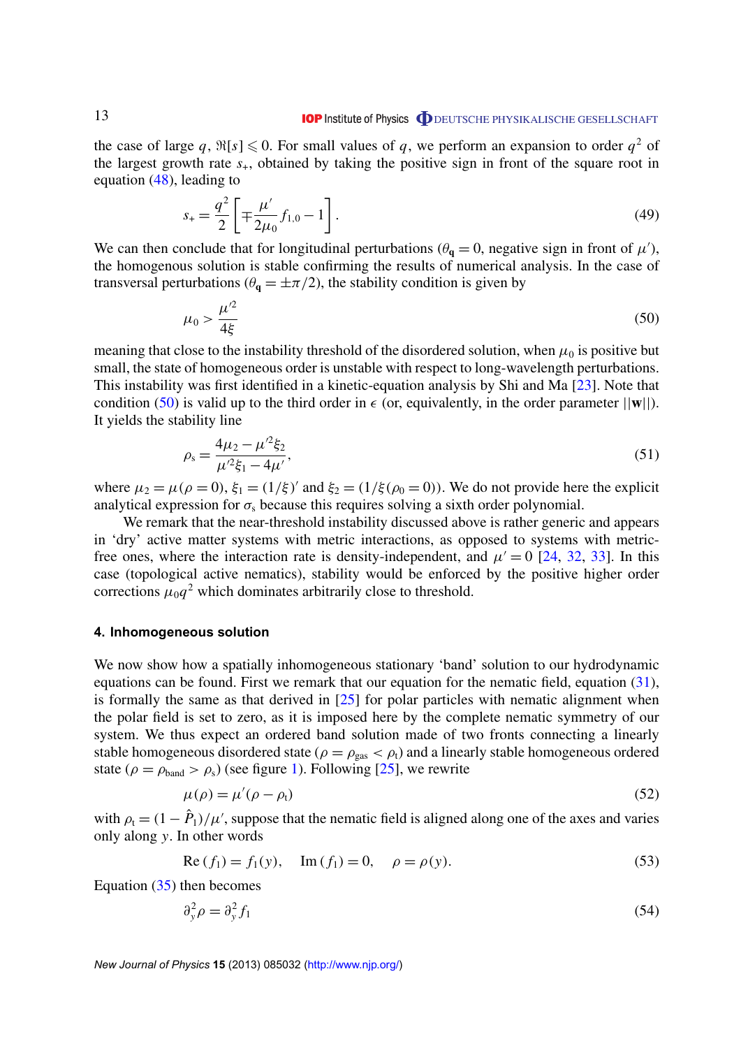the case of large $q$, $\Re[s] \leqslant 0$. For small values of $q$, we perform an expansion to order $q^2$ of the largest growth rate $s_+$, obtained by taking the positive sign in front of the square root in equation (48), leading to

$$s_+ = \frac{q^2}{2}\left[\mp\frac{\mu'}{2\mu_0}f_{1,0} - 1\right]. \tag{49}$$

We can then conclude that for longitudinal perturbations ($\theta_{\mathbf{q}} = 0$, negative sign in front of $\mu'$), the homogenous solution is stable confirming the results of numerical analysis. In the case of transversal perturbations ($\theta_{\mathbf{q}} = \pm\pi/2$), the stability condition is given by

$$\mu_0 > \frac{\mu'^2}{4\xi} \tag{50}$$

meaning that close to the instability threshold of the disordered solution, when $\mu_0$ is positive but small, the state of homogeneous order is unstable with respect to long-wavelength perturbations. This instability was first identified in a kinetic-equation analysis by Shi and Ma [23]. Note that condition (50) is valid up to the third order in $\epsilon$ (or, equivalently, in the order parameter $||\mathbf{w}||$). It yields the stability line

$$\rho_{\mathrm{s}} = \frac{4\mu_2 - \mu'^2\xi_2}{\mu'^2\xi_1 - 4\mu'}, \tag{51}$$

where $\mu_2 = \mu(\rho = 0)$, $\xi_1 = (1/\xi)'$ and $\xi_2 = (1/\xi(\rho_0 = 0))$. We do not provide here the explicit analytical expression for $\sigma_{\mathrm{s}}$ because this requires solving a sixth order polynomial.

We remark that the near-threshold instability discussed above is rather generic and appears in 'dry' active matter systems with metric interactions, as opposed to systems with metric-free ones, where the interaction rate is density-independent, and $\mu' = 0$ [24, 32, 33]. In this case (topological active nematics), stability would be enforced by the positive higher order corrections $\mu_0 q^2$ which dominates arbitrarily close to threshold.

## 4. Inhomogeneous solution

We now show how a spatially inhomogeneous stationary 'band' solution to our hydrodynamic equations can be found. First we remark that our equation for the nematic field, equation (31), is formally the same as that derived in [25] for polar particles with nematic alignment when the polar field is set to zero, as it is imposed here by the complete nematic symmetry of our system. We thus expect an ordered band solution made of two fronts connecting a linearly stable homogeneous disordered state ($\rho = \rho_{\mathrm{gas}} < \rho_{\mathrm{t}}$) and a linearly stable homogeneous ordered state ($\rho = \rho_{\mathrm{band}} > \rho_{\mathrm{s}}$) (see figure 1). Following [25], we rewrite

$$\mu(\rho) = \mu'(\rho - \rho_{\mathrm{t}}) \tag{52}$$

with $\rho_{\mathrm{t}} = (1 - \hat{P}_1)/\mu'$, suppose that the nematic field is aligned along one of the axes and varies only along $y$. In other words

$$\mathrm{Re}\,(f_1) = f_1(y), \quad \mathrm{Im}\,(f_1) = 0, \quad \rho = \rho(y). \tag{53}$$

Equation (35) then becomes

$$\partial_y^2 \rho = \partial_y^2 f_1 \tag{54}$$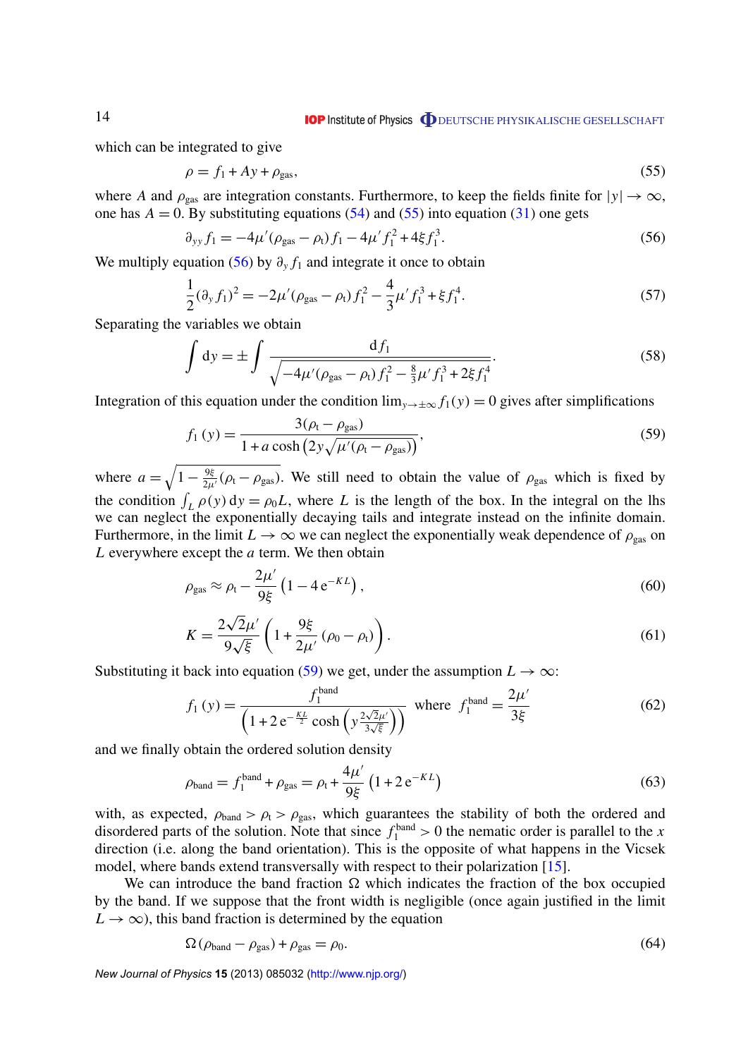which can be integrated to give

$$\rho = f_1 + Ay + \rho_{\rm gas}, \tag{55}$$

where $A$ and $\rho_{\rm gas}$ are integration constants. Furthermore, to keep the fields finite for $|y| \to \infty$, one has $A = 0$. By substituting equations (54) and (55) into equation (31) one gets

$$\partial_{yy} f_1 = -4\mu'(\rho_{\rm gas} - \rho_{\rm t}) f_1 - 4\mu' f_1^2 + 4\xi f_1^3. \tag{56}$$

We multiply equation (56) by $\partial_y f_1$ and integrate it once to obtain

$$\frac{1}{2}(\partial_y f_1)^2 = -2\mu'(\rho_{\rm gas} - \rho_{\rm t}) f_1^2 - \frac{4}{3}\mu' f_1^3 + \xi f_1^4. \tag{57}$$

Separating the variables we obtain

$$\int \mathrm{d}y = \pm \int \frac{\mathrm{d}f_1}{\sqrt{-4\mu'(\rho_{\rm gas} - \rho_{\rm t}) f_1^2 - \frac{8}{3}\mu' f_1^3 + 2\xi f_1^4}}. \tag{58}$$

Integration of this equation under the condition $\lim_{y \to \pm\infty} f_1(y) = 0$ gives after simplifications

$$f_1(y) = \frac{3(\rho_{\rm t} - \rho_{\rm gas})}{1 + a\cosh\left(2y\sqrt{\mu'(\rho_{\rm t} - \rho_{\rm gas})}\right)}, \tag{59}$$

where $a = \sqrt{1 - \frac{9\xi}{2\mu'}(\rho_{\rm t} - \rho_{\rm gas})}$. We still need to obtain the value of $\rho_{\rm gas}$ which is fixed by the condition $\int_L \rho(y)\,\mathrm{d}y = \rho_0 L$, where $L$ is the length of the box. In the integral on the lhs we can neglect the exponentially decaying tails and integrate instead on the infinite domain. Furthermore, in the limit $L \to \infty$ we can neglect the exponentially weak dependence of $\rho_{\rm gas}$ on $L$ everywhere except the $a$ term. We then obtain

$$\rho_{\rm gas} \approx \rho_{\rm t} - \frac{2\mu'}{9\xi}\left(1 - 4\,\mathrm{e}^{-KL}\right), \tag{60}$$

$$K = \frac{2\sqrt{2}\mu'}{9\sqrt{\xi}}\left(1 + \frac{9\xi}{2\mu'}(\rho_0 - \rho_{\rm t})\right). \tag{61}$$

Substituting it back into equation (59) we get, under the assumption $L \to \infty$:

$$f_1(y) = \frac{f_1^{\rm band}}{\left(1 + 2\,\mathrm{e}^{-\frac{KL}{2}}\cosh\left(y\frac{2\sqrt{2}\mu'}{3\sqrt{\xi}}\right)\right)} \quad \text{where} \quad f_1^{\rm band} = \frac{2\mu'}{3\xi} \tag{62}$$

and we finally obtain the ordered solution density

$$\rho_{\rm band} = f_1^{\rm band} + \rho_{\rm gas} = \rho_{\rm t} + \frac{4\mu'}{9\xi}\left(1 + 2\,\mathrm{e}^{-KL}\right) \tag{63}$$

with, as expected, $\rho_{\rm band} > \rho_{\rm t} > \rho_{\rm gas}$, which guarantees the stability of both the ordered and disordered parts of the solution. Note that since $f_1^{\rm band} > 0$ the nematic order is parallel to the $x$ direction (i.e. along the band orientation). This is the opposite of what happens in the Vicsek model, where bands extend transversally with respect to their polarization [15].

We can introduce the band fraction $\Omega$ which indicates the fraction of the box occupied by the band. If we suppose that the front width is negligible (once again justified in the limit $L \to \infty$), this band fraction is determined by the equation

$$\Omega(\rho_{\rm band} - \rho_{\rm gas}) + \rho_{\rm gas} = \rho_0. \tag{64}$$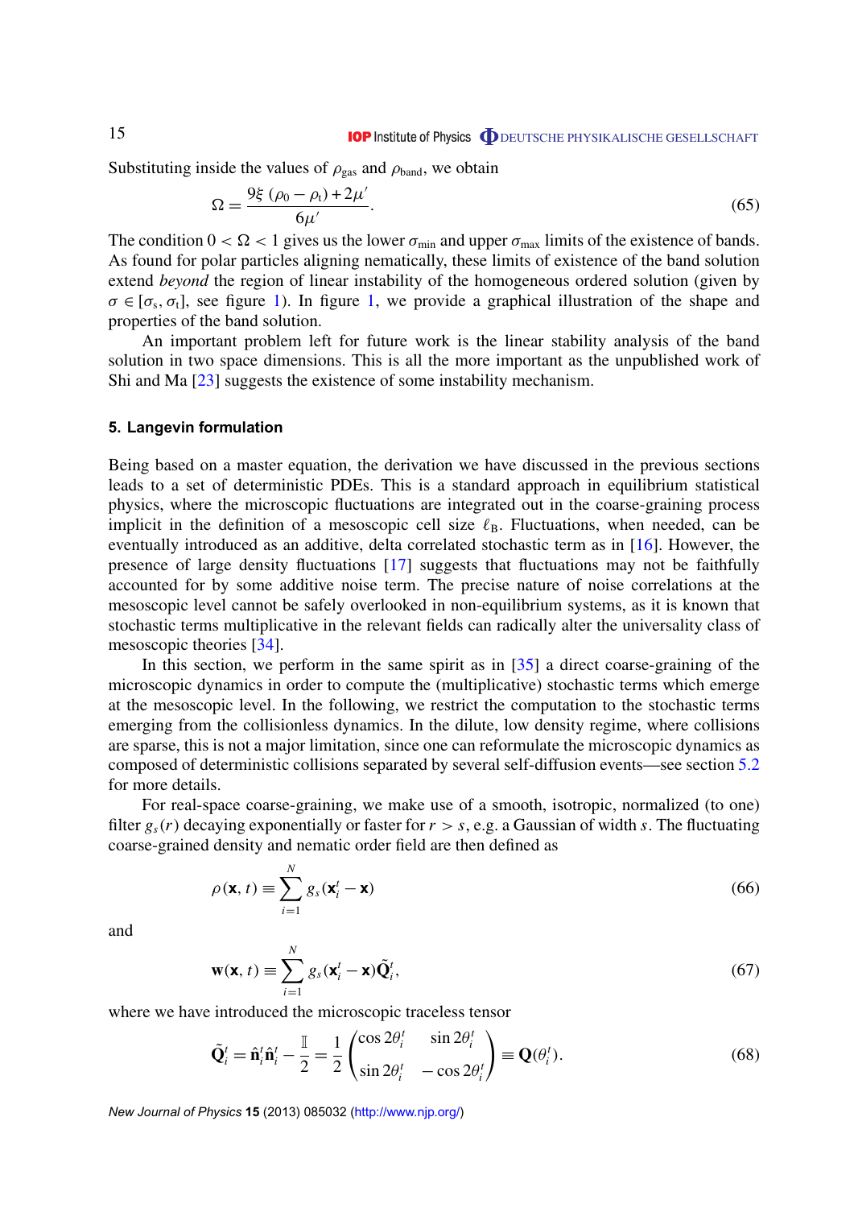Substituting inside the values of $\rho_{\text{gas}}$ and $\rho_{\text{band}}$, we obtain

$$\Omega = \frac{9\xi\,(\rho_0 - \rho_{\text{t}}) + 2\mu'}{6\mu'}. \tag{65}$$

The condition $0 < \Omega < 1$ gives us the lower $\sigma_{\min}$ and upper $\sigma_{\max}$ limits of the existence of bands. As found for polar particles aligning nematically, these limits of existence of the band solution extend *beyond* the region of linear instability of the homogeneous ordered solution (given by $\sigma \in [\sigma_{\text{s}}, \sigma_{\text{t}}]$, see figure 1). In figure 1, we provide a graphical illustration of the shape and properties of the band solution.

An important problem left for future work is the linear stability analysis of the band solution in two space dimensions. This is all the more important as the unpublished work of Shi and Ma [23] suggests the existence of some instability mechanism.

## 5. Langevin formulation

Being based on a master equation, the derivation we have discussed in the previous sections leads to a set of deterministic PDEs. This is a standard approach in equilibrium statistical physics, where the microscopic fluctuations are integrated out in the coarse-graining process implicit in the definition of a mesoscopic cell size $\ell_{\text{B}}$. Fluctuations, when needed, can be eventually introduced as an additive, delta correlated stochastic term as in [16]. However, the presence of large density fluctuations [17] suggests that fluctuations may not be faithfully accounted for by some additive noise term. The precise nature of noise correlations at the mesoscopic level cannot be safely overlooked in non-equilibrium systems, as it is known that stochastic terms multiplicative in the relevant fields can radically alter the universality class of mesoscopic theories [34].

In this section, we perform in the same spirit as in [35] a direct coarse-graining of the microscopic dynamics in order to compute the (multiplicative) stochastic terms which emerge at the mesoscopic level. In the following, we restrict the computation to the stochastic terms emerging from the collisionless dynamics. In the dilute, low density regime, where collisions are sparse, this is not a major limitation, since one can reformulate the microscopic dynamics as composed of deterministic collisions separated by several self-diffusion events—see section 5.2 for more details.

For real-space coarse-graining, we make use of a smooth, isotropic, normalized (to one) filter $g_s(r)$ decaying exponentially or faster for $r > s$, e.g. a Gaussian of width $s$. The fluctuating coarse-grained density and nematic order field are then defined as

$$\rho(\mathbf{x}, t) \equiv \sum_{i=1}^{N} g_s(\mathbf{x}_i^t - \mathbf{x}) \tag{66}$$

and

$$\mathbf{w}(\mathbf{x}, t) \equiv \sum_{i=1}^{N} g_s(\mathbf{x}_i^t - \mathbf{x})\tilde{\mathbf{Q}}_i^t, \tag{67}$$

where we have introduced the microscopic traceless tensor

$$\tilde{\mathbf{Q}}_i^t = \hat{\mathbf{n}}_i^t\hat{\mathbf{n}}_i^t - \frac{\mathbb{I}}{2} = \frac{1}{2}\begin{pmatrix} \cos 2\theta_i^t & \sin 2\theta_i^t \\ \sin 2\theta_i^t & -\cos 2\theta_i^t \end{pmatrix} \equiv \mathbf{Q}(\theta_i^t). \tag{68}$$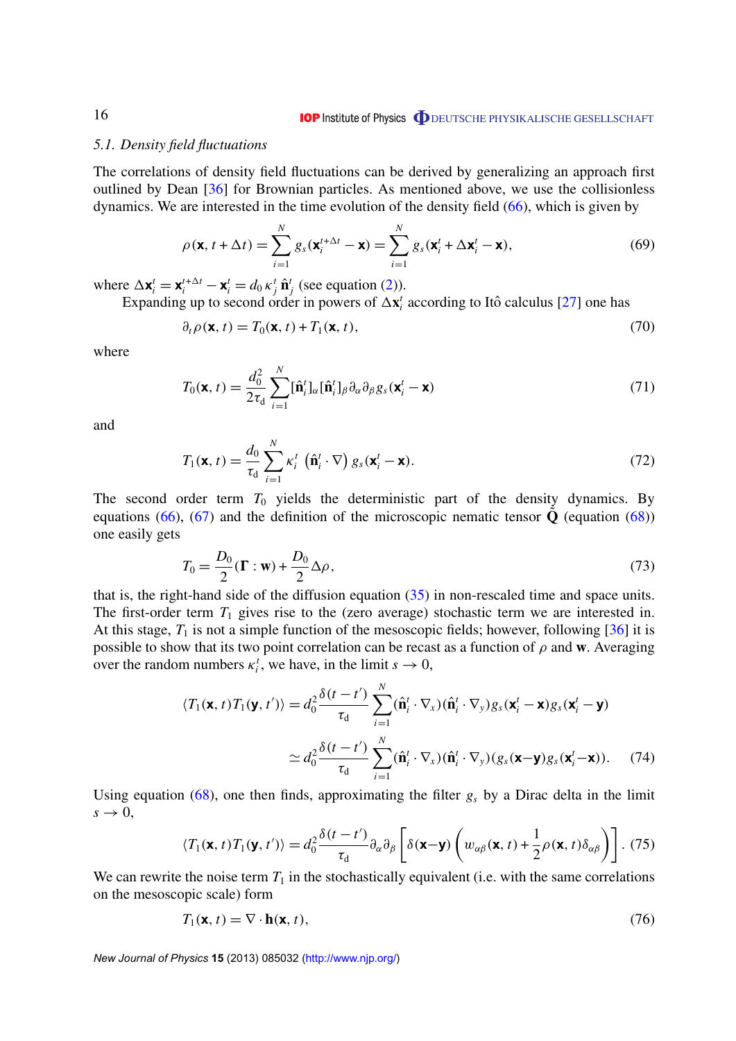### 5.1. Density field fluctuations

The correlations of density field fluctuations can be derived by generalizing an approach first outlined by Dean [36] for Brownian particles. As mentioned above, we use the collisionless dynamics. We are interested in the time evolution of the density field (66), which is given by

$$\rho(\mathbf{x}, t+\Delta t) = \sum_{i=1}^{N} g_s(\mathbf{x}_i^{t+\Delta t} - \mathbf{x}) = \sum_{i=1}^{N} g_s(\mathbf{x}_i^t + \Delta \mathbf{x}_i^t - \mathbf{x}), \tag{69}$$

where $\Delta \mathbf{x}_i^t = \mathbf{x}_i^{t+\Delta t} - \mathbf{x}_i^t = d_0 \, \kappa_j^t \, \hat{\mathbf{n}}_j^t$ (see equation (2)).

Expanding up to second order in powers of $\Delta \mathbf{x}_i^t$ according to Itô calculus [27] one has

$$\partial_t \rho(\mathbf{x}, t) = T_0(\mathbf{x}, t) + T_1(\mathbf{x}, t), \tag{70}$$

where

$$T_0(\mathbf{x}, t) = \frac{d_0^2}{2\tau_\mathrm{d}} \sum_{i=1}^{N} [\hat{\mathbf{n}}_i^t]_\alpha [\hat{\mathbf{n}}_i^t]_\beta \partial_\alpha \partial_\beta g_s(\mathbf{x}_i^t - \mathbf{x}) \tag{71}$$

and

$$T_1(\mathbf{x}, t) = \frac{d_0}{\tau_\mathrm{d}} \sum_{i=1}^{N} \kappa_i^t \left( \hat{\mathbf{n}}_i^t \cdot \nabla \right) g_s(\mathbf{x}_i^t - \mathbf{x}). \tag{72}$$

The second order term $T_0$ yields the deterministic part of the density dynamics. By equations (66), (67) and the definition of the microscopic nematic tensor $\hat{\mathbf{Q}}$ (equation (68)) one easily gets

$$T_0 = \frac{D_0}{2} (\mathbf{\Gamma} : \mathbf{w}) + \frac{D_0}{2} \Delta \rho, \tag{73}$$

that is, the right-hand side of the diffusion equation (35) in non-rescaled time and space units. The first-order term $T_1$ gives rise to the (zero average) stochastic term we are interested in. At this stage, $T_1$ is not a simple function of the mesoscopic fields; however, following [36] it is possible to show that its two point correlation can be recast as a function of $\rho$ and $\mathbf{w}$. Averaging over the random numbers $\kappa_i^t$, we have, in the limit $s \to 0$,

$$\begin{aligned}\langle T_1(\mathbf{x}, t) T_1(\mathbf{y}, t') \rangle &= d_0^2 \frac{\delta(t - t')}{\tau_\mathrm{d}} \sum_{i=1}^{N} (\hat{\mathbf{n}}_i^t \cdot \nabla_x)(\hat{\mathbf{n}}_i^t \cdot \nabla_y) g_s(\mathbf{x}_i^t - \mathbf{x}) g_s(\mathbf{x}_i^t - \mathbf{y}) \\ &\simeq d_0^2 \frac{\delta(t - t')}{\tau_\mathrm{d}} \sum_{i=1}^{N} (\hat{\mathbf{n}}_i^t \cdot \nabla_x)(\hat{\mathbf{n}}_i^t \cdot \nabla_y) (g_s(\mathbf{x} - \mathbf{y}) g_s(\mathbf{x}_i^t - \mathbf{x})).\end{aligned} \tag{74}$$

Using equation (68), one then finds, approximating the filter $g_s$ by a Dirac delta in the limit $s \to 0$,

$$\langle T_1(\mathbf{x}, t) T_1(\mathbf{y}, t') \rangle = d_0^2 \frac{\delta(t - t')}{\tau_\mathrm{d}} \partial_\alpha \partial_\beta \left[ \delta(\mathbf{x} - \mathbf{y}) \left( w_{\alpha\beta}(\mathbf{x}, t) + \frac{1}{2} \rho(\mathbf{x}, t) \delta_{\alpha\beta} \right) \right]. \tag{75}$$

We can rewrite the noise term $T_1$ in the stochastically equivalent (i.e. with the same correlations on the mesoscopic scale) form

$$T_1(\mathbf{x}, t) = \nabla \cdot \mathbf{h}(\mathbf{x}, t), \tag{76}$$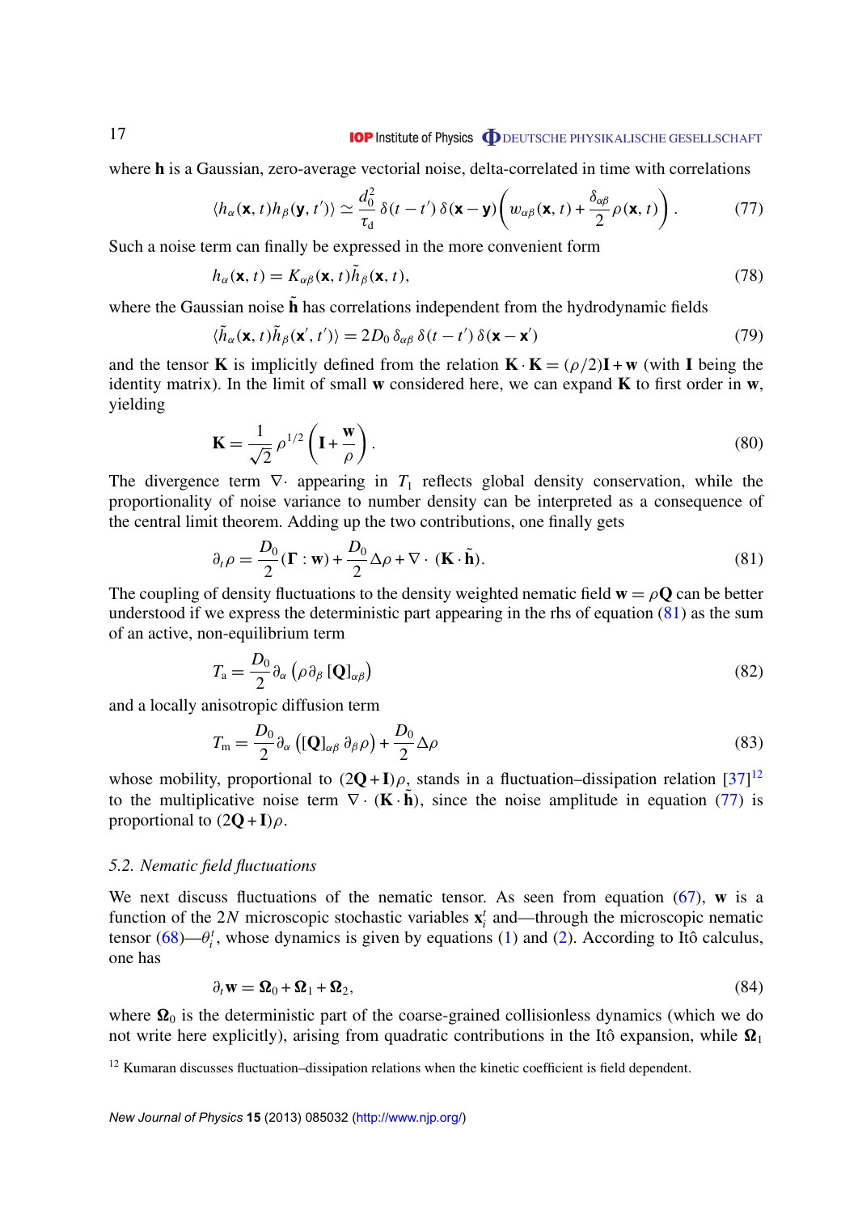where $\mathbf{h}$ is a Gaussian, zero-average vectorial noise, delta-correlated in time with correlations

$$\langle h_\alpha(\mathbf{x},t) h_\beta(\mathbf{y},t')\rangle \simeq \frac{d_0^2}{\tau_\mathrm{d}}\,\delta(t-t')\,\delta(\mathbf{x}-\mathbf{y})\left(w_{\alpha\beta}(\mathbf{x},t)+\frac{\delta_{\alpha\beta}}{2}\rho(\mathbf{x},t)\right). \tag{77}$$

Such a noise term can finally be expressed in the more convenient form

$$h_\alpha(\mathbf{x},t) = K_{\alpha\beta}(\mathbf{x},t)\tilde{h}_\beta(\mathbf{x},t), \tag{78}$$

where the Gaussian noise $\tilde{\mathbf{h}}$ has correlations independent from the hydrodynamic fields

$$\langle \tilde{h}_\alpha(\mathbf{x},t)\tilde{h}_\beta(\mathbf{x}',t')\rangle = 2D_0\,\delta_{\alpha\beta}\,\delta(t-t')\,\delta(\mathbf{x}-\mathbf{x}') \tag{79}$$

and the tensor $\mathbf{K}$ is implicitly defined from the relation $\mathbf{K}\cdot\mathbf{K} = (\rho/2)\mathbf{I}+\mathbf{w}$ (with $\mathbf{I}$ being the identity matrix). In the limit of small $\mathbf{w}$ considered here, we can expand $\mathbf{K}$ to first order in $\mathbf{w}$, yielding

$$\mathbf{K} = \frac{1}{\sqrt{2}}\rho^{1/2}\left(\mathbf{I}+\frac{\mathbf{w}}{\rho}\right). \tag{80}$$

The divergence term $\nabla\cdot$ appearing in $T_1$ reflects global density conservation, while the proportionality of noise variance to number density can be interpreted as a consequence of the central limit theorem. Adding up the two contributions, one finally gets

$$\partial_t\rho = \frac{D_0}{2}(\mathbf{\Gamma}:\mathbf{w}) + \frac{D_0}{2}\Delta\rho + \nabla\cdot(\mathbf{K}\cdot\tilde{\mathbf{h}}). \tag{81}$$

The coupling of density fluctuations to the density weighted nematic field $\mathbf{w}=\rho\mathbf{Q}$ can be better understood if we express the deterministic part appearing in the rhs of equation (81) as the sum of an active, non-equilibrium term

$$T_\mathrm{a} = \frac{D_0}{2}\partial_\alpha\left(\rho\,\partial_\beta\,[\mathbf{Q}]_{\alpha\beta}\right) \tag{82}$$

and a locally anisotropic diffusion term

$$T_\mathrm{m} = \frac{D_0}{2}\partial_\alpha\left([\mathbf{Q}]_{\alpha\beta}\,\partial_\beta\rho\right) + \frac{D_0}{2}\Delta\rho \tag{83}$$

whose mobility, proportional to $(2\mathbf{Q}+\mathbf{I})\rho$, stands in a fluctuation–dissipation relation [37][12] to the multiplicative noise term $\nabla\cdot(\mathbf{K}\cdot\tilde{\mathbf{h}})$, since the noise amplitude in equation (77) is proportional to $(2\mathbf{Q}+\mathbf{I})\rho$.

### *5.2. Nematic field fluctuations*

We next discuss fluctuations of the nematic tensor. As seen from equation (67), $\mathbf{w}$ is a function of the $2N$ microscopic stochastic variables $\mathbf{x}_i^t$ and—through the microscopic nematic tensor (68)—$\theta_i^t$, whose dynamics is given by equations (1) and (2). According to Itô calculus, one has

$$\partial_t\mathbf{w} = \mathbf{\Omega}_0 + \mathbf{\Omega}_1 + \mathbf{\Omega}_2, \tag{84}$$

where $\mathbf{\Omega}_0$ is the deterministic part of the coarse-grained collisionless dynamics (which we do not write here explicitly), arising from quadratic contributions in the Itô expansion, while $\mathbf{\Omega}_1$

[12] Kumaran discusses fluctuation–dissipation relations when the kinetic coefficient is field dependent.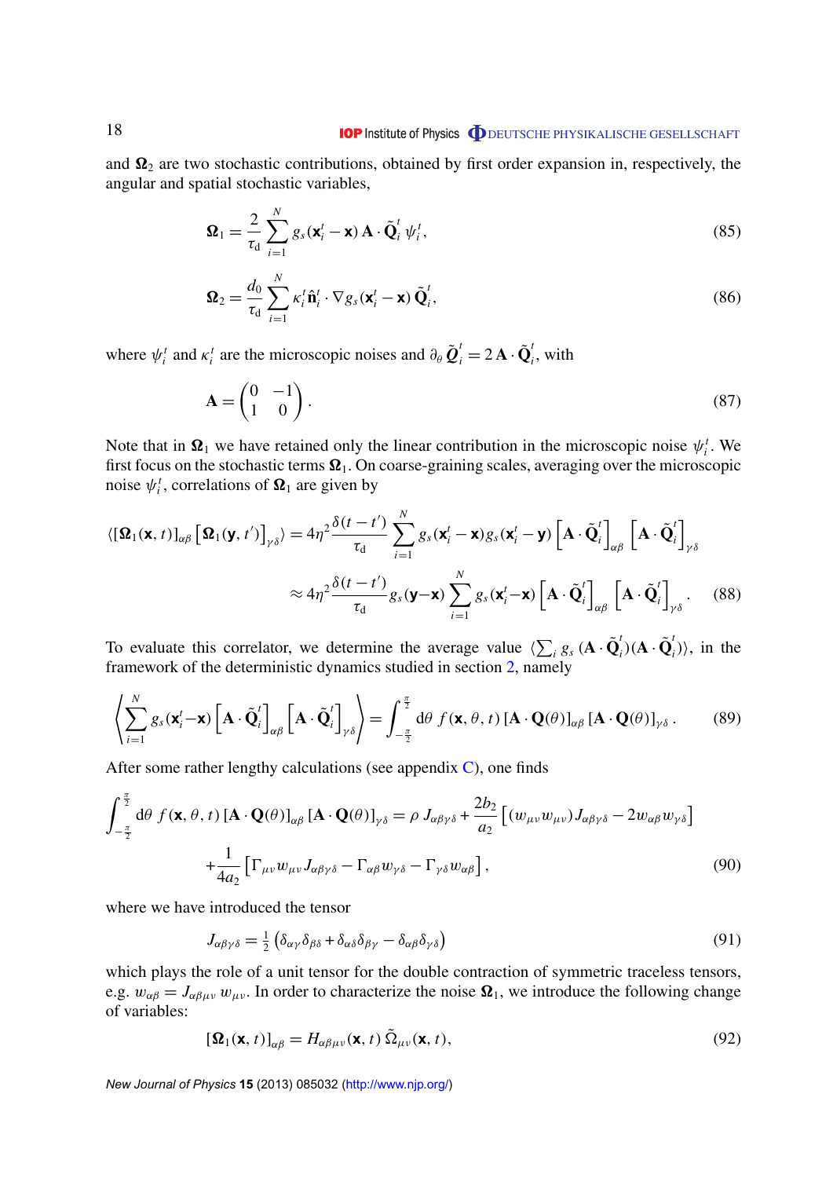and $\mathbf{\Omega}_2$ are two stochastic contributions, obtained by first order expansion in, respectively, the angular and spatial stochastic variables,

$$\mathbf{\Omega}_1 = \frac{2}{\tau_{\rm d}} \sum_{i=1}^{N} g_s(\mathbf{x}_i^t - \mathbf{x})\, \mathbf{A} \cdot \tilde{\mathbf{Q}}_i^t\, \psi_i^t, \tag{85}$$

$$\mathbf{\Omega}_2 = \frac{d_0}{\tau_{\rm d}} \sum_{i=1}^{N} \kappa_i^t \hat{\mathbf{n}}_i^t \cdot \nabla g_s(\mathbf{x}_i^t - \mathbf{x})\, \tilde{\mathbf{Q}}_i^t, \tag{86}$$

where $\psi_i^t$ and $\kappa_i^t$ are the microscopic noises and $\partial_\theta \tilde{\boldsymbol{Q}}_i^t = 2\,\mathbf{A} \cdot \tilde{\mathbf{Q}}_i^t$, with

$$\mathbf{A} = \begin{pmatrix} 0 & -1 \\ 1 & 0 \end{pmatrix}. \tag{87}$$

Note that in $\mathbf{\Omega}_1$ we have retained only the linear contribution in the microscopic noise $\psi_i^t$. We first focus on the stochastic terms $\mathbf{\Omega}_1$. On coarse-graining scales, averaging over the microscopic noise $\psi_i^t$, correlations of $\mathbf{\Omega}_1$ are given by

$$\begin{aligned}
\langle [\mathbf{\Omega}_1(\mathbf{x}, t)]_{\alpha\beta} \left[\mathbf{\Omega}_1(\mathbf{y}, t')\right]_{\gamma\delta} \rangle &= 4\eta^2 \frac{\delta(t-t')}{\tau_{\rm d}} \sum_{i=1}^{N} g_s(\mathbf{x}_i^t - \mathbf{x}) g_s(\mathbf{x}_i^t - \mathbf{y}) \left[\mathbf{A} \cdot \tilde{\mathbf{Q}}_i^t\right]_{\alpha\beta} \left[\mathbf{A} \cdot \tilde{\mathbf{Q}}_i^t\right]_{\gamma\delta} \\
&\approx 4\eta^2 \frac{\delta(t-t')}{\tau_{\rm d}} g_s(\mathbf{y} - \mathbf{x}) \sum_{i=1}^{N} g_s(\mathbf{x}_i^t - \mathbf{x}) \left[\mathbf{A} \cdot \tilde{\mathbf{Q}}_i^t\right]_{\alpha\beta} \left[\mathbf{A} \cdot \tilde{\mathbf{Q}}_i^t\right]_{\gamma\delta}.
\end{aligned} \tag{88}$$

To evaluate this correlator, we determine the average value $\langle \sum_i g_s\, (\mathbf{A} \cdot \tilde{\mathbf{Q}}_i^t)(\mathbf{A} \cdot \tilde{\mathbf{Q}}_i^t) \rangle$, in the framework of the deterministic dynamics studied in section 2, namely

$$\left\langle \sum_{i=1}^{N} g_s(\mathbf{x}_i^t - \mathbf{x}) \left[\mathbf{A} \cdot \tilde{\mathbf{Q}}_i^t\right]_{\alpha\beta} \left[\mathbf{A} \cdot \tilde{\mathbf{Q}}_i^t\right]_{\gamma\delta} \right\rangle = \int_{-\frac{\pi}{2}}^{\frac{\pi}{2}} \mathrm{d}\theta\ f(\mathbf{x}, \theta, t)\, [\mathbf{A} \cdot \mathbf{Q}(\theta)]_{\alpha\beta}\, [\mathbf{A} \cdot \mathbf{Q}(\theta)]_{\gamma\delta}\,. \tag{89}$$

After some rather lengthy calculations (see appendix C), one finds

$$\begin{aligned}
\int_{-\frac{\pi}{2}}^{\frac{\pi}{2}} \mathrm{d}\theta\ f(\mathbf{x}, \theta, t)\, [\mathbf{A} \cdot \mathbf{Q}(\theta)]_{\alpha\beta}\, [\mathbf{A} \cdot \mathbf{Q}(\theta)]_{\gamma\delta} &= \rho\, J_{\alpha\beta\gamma\delta} + \frac{2b_2}{a_2} \left[(w_{\mu\nu} w_{\mu\nu}) J_{\alpha\beta\gamma\delta} - 2 w_{\alpha\beta} w_{\gamma\delta}\right] \\
&+ \frac{1}{4a_2} \left[\Gamma_{\mu\nu} w_{\mu\nu} J_{\alpha\beta\gamma\delta} - \Gamma_{\alpha\beta} w_{\gamma\delta} - \Gamma_{\gamma\delta} w_{\alpha\beta}\right],
\end{aligned} \tag{90}$$

where we have introduced the tensor

$$J_{\alpha\beta\gamma\delta} = \tfrac{1}{2} \left(\delta_{\alpha\gamma}\delta_{\beta\delta} + \delta_{\alpha\delta}\delta_{\beta\gamma} - \delta_{\alpha\beta}\delta_{\gamma\delta}\right) \tag{91}$$

which plays the role of a unit tensor for the double contraction of symmetric traceless tensors, e.g. $w_{\alpha\beta} = J_{\alpha\beta\mu\nu}\, w_{\mu\nu}$. In order to characterize the noise $\mathbf{\Omega}_1$, we introduce the following change of variables:

$$[\mathbf{\Omega}_1(\mathbf{x}, t)]_{\alpha\beta} = H_{\alpha\beta\mu\nu}(\mathbf{x}, t)\, \tilde{\Omega}_{\mu\nu}(\mathbf{x}, t), \tag{92}$$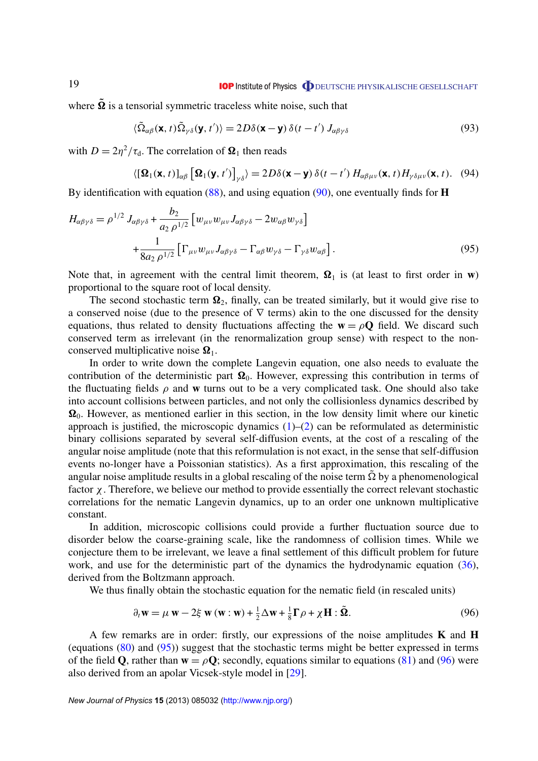where $\tilde{\mathbf{\Omega}}$ is a tensorial symmetric traceless white noise, such that

$$\langle \tilde{\Omega}_{\alpha\beta}(\mathbf{x}, t)\tilde{\Omega}_{\gamma\delta}(\mathbf{y}, t')\rangle = 2D\delta(\mathbf{x}-\mathbf{y})\,\delta(t-t')\,J_{\alpha\beta\gamma\delta} \tag{93}$$

with $D = 2\eta^2/\tau_{\rm d}$. The correlation of $\mathbf{\Omega}_1$ then reads

$$\langle [\mathbf{\Omega}_1(\mathbf{x}, t)]_{\alpha\beta} \left[\mathbf{\Omega}_1(\mathbf{y}, t')\right]_{\gamma\delta}\rangle = 2D\delta(\mathbf{x}-\mathbf{y})\,\delta(t-t')\,H_{\alpha\beta\mu\nu}(\mathbf{x}, t)H_{\gamma\delta\mu\nu}(\mathbf{x}, t). \tag{94}$$

By identification with equation (88), and using equation (90), one eventually finds for $\mathbf{H}$

$$H_{\alpha\beta\gamma\delta} = \rho^{1/2}\, J_{\alpha\beta\gamma\delta} + \frac{b_2}{a_2\,\rho^{1/2}}\left[w_{\mu\nu}w_{\mu\nu}J_{\alpha\beta\gamma\delta} - 2w_{\alpha\beta}w_{\gamma\delta}\right]$$
$$+\frac{1}{8a_2\,\rho^{1/2}}\left[\Gamma_{\mu\nu}w_{\mu\nu}J_{\alpha\beta\gamma\delta} - \Gamma_{\alpha\beta}w_{\gamma\delta} - \Gamma_{\gamma\delta}w_{\alpha\beta}\right]. \tag{95}$$

Note that, in agreement with the central limit theorem, $\mathbf{\Omega}_1$ is (at least to first order in $\mathbf{w}$) proportional to the square root of local density.

The second stochastic term $\mathbf{\Omega}_2$, finally, can be treated similarly, but it would give rise to a conserved noise (due to the presence of $\nabla$ terms) akin to the one discussed for the density equations, thus related to density fluctuations affecting the $\mathbf{w} = \rho\mathbf{Q}$ field. We discard such conserved term as irrelevant (in the renormalization group sense) with respect to the non-conserved multiplicative noise $\mathbf{\Omega}_1$.

In order to write down the complete Langevin equation, one also needs to evaluate the contribution of the deterministic part $\mathbf{\Omega}_0$. However, expressing this contribution in terms of the fluctuating fields $\rho$ and $\mathbf{w}$ turns out to be a very complicated task. One should also take into account collisions between particles, and not only the collisionless dynamics described by $\mathbf{\Omega}_0$. However, as mentioned earlier in this section, in the low density limit where our kinetic approach is justified, the microscopic dynamics (1)–(2) can be reformulated as deterministic binary collisions separated by several self-diffusion events, at the cost of a rescaling of the angular noise amplitude (note that this reformulation is not exact, in the sense that self-diffusion events no-longer have a Poissonian statistics). As a first approximation, this rescaling of the angular noise amplitude results in a global rescaling of the noise term $\tilde{\Omega}$ by a phenomenological factor $\chi$. Therefore, we believe our method to provide essentially the correct relevant stochastic correlations for the nematic Langevin dynamics, up to an order one unknown multiplicative constant.

In addition, microscopic collisions could provide a further fluctuation source due to disorder below the coarse-graining scale, like the randomness of collision times. While we conjecture them to be irrelevant, we leave a final settlement of this difficult problem for future work, and use for the deterministic part of the dynamics the hydrodynamic equation (36), derived from the Boltzmann approach.

We thus finally obtain the stochastic equation for the nematic field (in rescaled units)

$$\partial_t \mathbf{w} = \mu\,\mathbf{w} - 2\xi\,\mathbf{w}\,(\mathbf{w}:\mathbf{w}) + \tfrac{1}{2}\Delta\mathbf{w} + \tfrac{1}{8}\mathbf{\Gamma}\rho + \chi\mathbf{H}:\tilde{\mathbf{\Omega}}. \tag{96}$$

A few remarks are in order: firstly, our expressions of the noise amplitudes $\mathbf{K}$ and $\mathbf{H}$ (equations (80) and (95)) suggest that the stochastic terms might be better expressed in terms of the field $\mathbf{Q}$, rather than $\mathbf{w} = \rho\mathbf{Q}$; secondly, equations similar to equations (81) and (96) were also derived from an apolar Vicsek-style model in [29].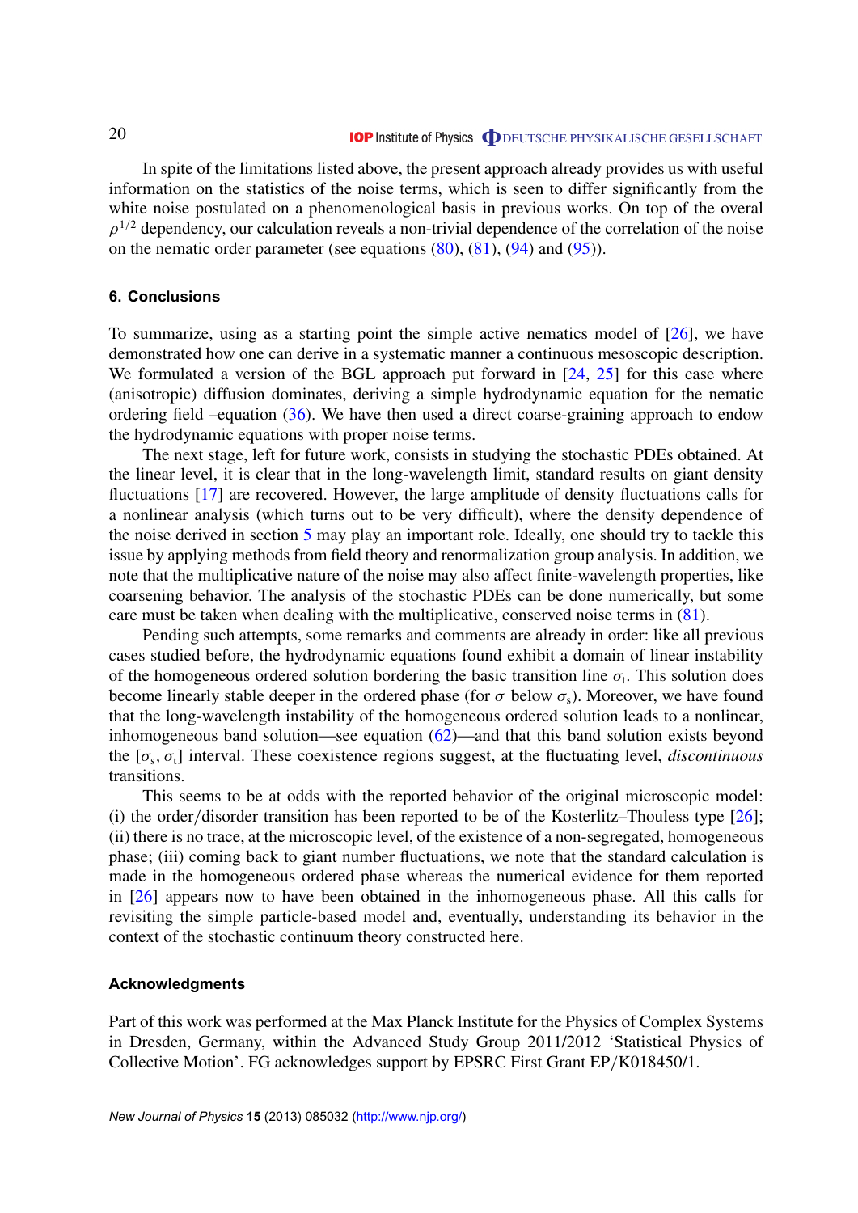In spite of the limitations listed above, the present approach already provides us with useful information on the statistics of the noise terms, which is seen to differ significantly from the white noise postulated on a phenomenological basis in previous works. On top of the overal $\rho^{1/2}$ dependency, our calculation reveals a non-trivial dependence of the correlation of the noise on the nematic order parameter (see equations (80), (81), (94) and (95)).

## 6. Conclusions

To summarize, using as a starting point the simple active nematics model of [26], we have demonstrated how one can derive in a systematic manner a continuous mesoscopic description. We formulated a version of the BGL approach put forward in [24, 25] for this case where (anisotropic) diffusion dominates, deriving a simple hydrodynamic equation for the nematic ordering field –equation (36). We have then used a direct coarse-graining approach to endow the hydrodynamic equations with proper noise terms.

The next stage, left for future work, consists in studying the stochastic PDEs obtained. At the linear level, it is clear that in the long-wavelength limit, standard results on giant density fluctuations [17] are recovered. However, the large amplitude of density fluctuations calls for a nonlinear analysis (which turns out to be very difficult), where the density dependence of the noise derived in section 5 may play an important role. Ideally, one should try to tackle this issue by applying methods from field theory and renormalization group analysis. In addition, we note that the multiplicative nature of the noise may also affect finite-wavelength properties, like coarsening behavior. The analysis of the stochastic PDEs can be done numerically, but some care must be taken when dealing with the multiplicative, conserved noise terms in (81).

Pending such attempts, some remarks and comments are already in order: like all previous cases studied before, the hydrodynamic equations found exhibit a domain of linear instability of the homogeneous ordered solution bordering the basic transition line $\sigma_{\rm t}$. This solution does become linearly stable deeper in the ordered phase (for $\sigma$ below $\sigma_{\rm s}$). Moreover, we have found that the long-wavelength instability of the homogeneous ordered solution leads to a nonlinear, inhomogeneous band solution—see equation (62)—and that this band solution exists beyond the $[\sigma_{\rm s}, \sigma_{\rm t}]$ interval. These coexistence regions suggest, at the fluctuating level, *discontinuous* transitions.

This seems to be at odds with the reported behavior of the original microscopic model: (i) the order/disorder transition has been reported to be of the Kosterlitz–Thouless type [26]; (ii) there is no trace, at the microscopic level, of the existence of a non-segregated, homogeneous phase; (iii) coming back to giant number fluctuations, we note that the standard calculation is made in the homogeneous ordered phase whereas the numerical evidence for them reported in [26] appears now to have been obtained in the inhomogeneous phase. All this calls for revisiting the simple particle-based model and, eventually, understanding its behavior in the context of the stochastic continuum theory constructed here.

### Acknowledgments

Part of this work was performed at the Max Planck Institute for the Physics of Complex Systems in Dresden, Germany, within the Advanced Study Group 2011/2012 'Statistical Physics of Collective Motion'. FG acknowledges support by EPSRC First Grant EP/K018450/1.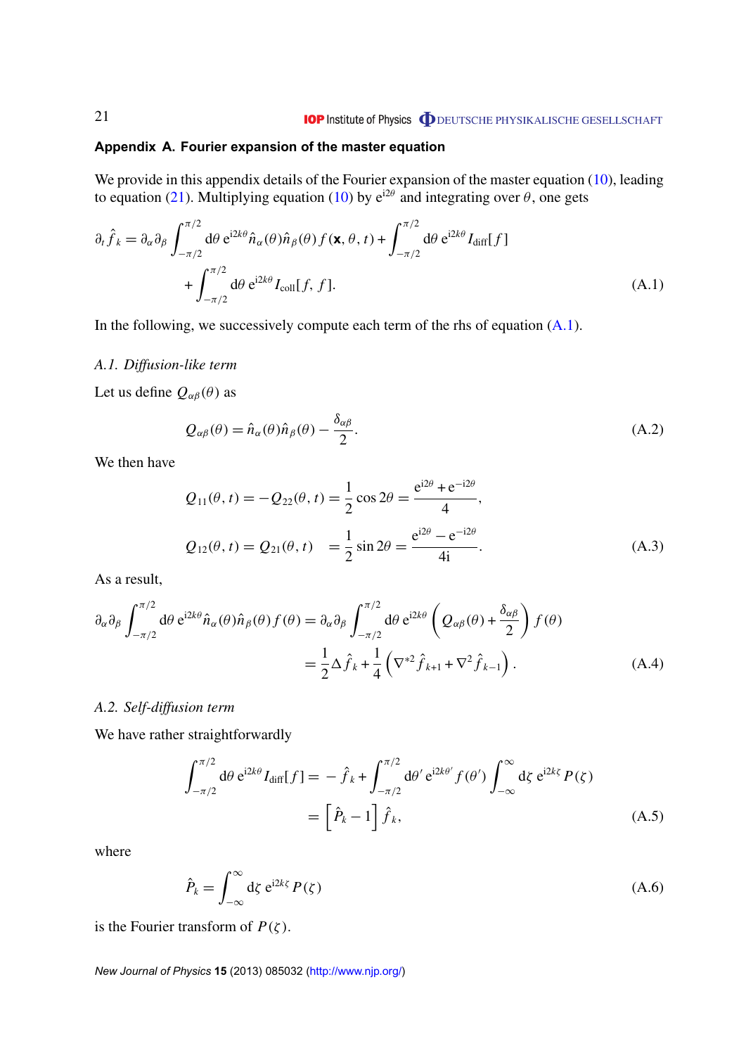## Appendix A. Fourier expansion of the master equation

We provide in this appendix details of the Fourier expansion of the master equation (10), leading to equation (21). Multiplying equation (10) by $e^{i2\theta}$ and integrating over $\theta$, one gets

$$
\partial_t \hat{f}_k = \partial_\alpha \partial_\beta \int_{-\pi/2}^{\pi/2} d\theta \, e^{i2k\theta} \hat{n}_\alpha(\theta) \hat{n}_\beta(\theta) f(\mathbf{x}, \theta, t) + \int_{-\pi/2}^{\pi/2} d\theta \, e^{i2k\theta} I_{\text{diff}}[f] + \int_{-\pi/2}^{\pi/2} d\theta \, e^{i2k\theta} I_{\text{coll}}[f, f]. \tag{A.1}
$$

In the following, we successively compute each term of the rhs of equation (A.1).

### A.1. Diffusion-like term

Let us define $Q_{\alpha\beta}(\theta)$ as

$$
Q_{\alpha\beta}(\theta) = \hat{n}_\alpha(\theta) \hat{n}_\beta(\theta) - \frac{\delta_{\alpha\beta}}{2}. \tag{A.2}
$$

We then have

$$
\begin{aligned}
Q_{11}(\theta, t) = -Q_{22}(\theta, t) &= \frac{1}{2} \cos 2\theta = \frac{e^{i2\theta} + e^{-i2\theta}}{4}, \\
Q_{12}(\theta, t) = Q_{21}(\theta, t) &= \frac{1}{2} \sin 2\theta = \frac{e^{i2\theta} - e^{-i2\theta}}{4i}.
\end{aligned} \tag{A.3}
$$

As a result,

$$
\begin{aligned}
\partial_\alpha \partial_\beta \int_{-\pi/2}^{\pi/2} d\theta \, e^{i2k\theta} \hat{n}_\alpha(\theta) \hat{n}_\beta(\theta) f(\theta) &= \partial_\alpha \partial_\beta \int_{-\pi/2}^{\pi/2} d\theta \, e^{i2k\theta} \left( Q_{\alpha\beta}(\theta) + \frac{\delta_{\alpha\beta}}{2} \right) f(\theta) \\
&= \frac{1}{2} \Delta \hat{f}_k + \frac{1}{4} \left( \nabla^{*2} \hat{f}_{k+1} + \nabla^2 \hat{f}_{k-1} \right).
\end{aligned} \tag{A.4}
$$

### A.2. Self-diffusion term

We have rather straightforwardly

$$
\begin{aligned}
\int_{-\pi/2}^{\pi/2} d\theta \, e^{i2k\theta} I_{\text{diff}}[f] &= -\hat{f}_k + \int_{-\pi/2}^{\pi/2} d\theta' \, e^{i2k\theta'} f(\theta') \int_{-\infty}^{\infty} d\zeta \, e^{i2k\zeta} P(\zeta) \\
&= \left[ \hat{P}_k - 1 \right] \hat{f}_k,
\end{aligned} \tag{A.5}
$$

where

$$
\hat{P}_k = \int_{-\infty}^{\infty} d\zeta \, e^{i2k\zeta} P(\zeta) \tag{A.6}
$$

is the Fourier transform of $P(\zeta)$.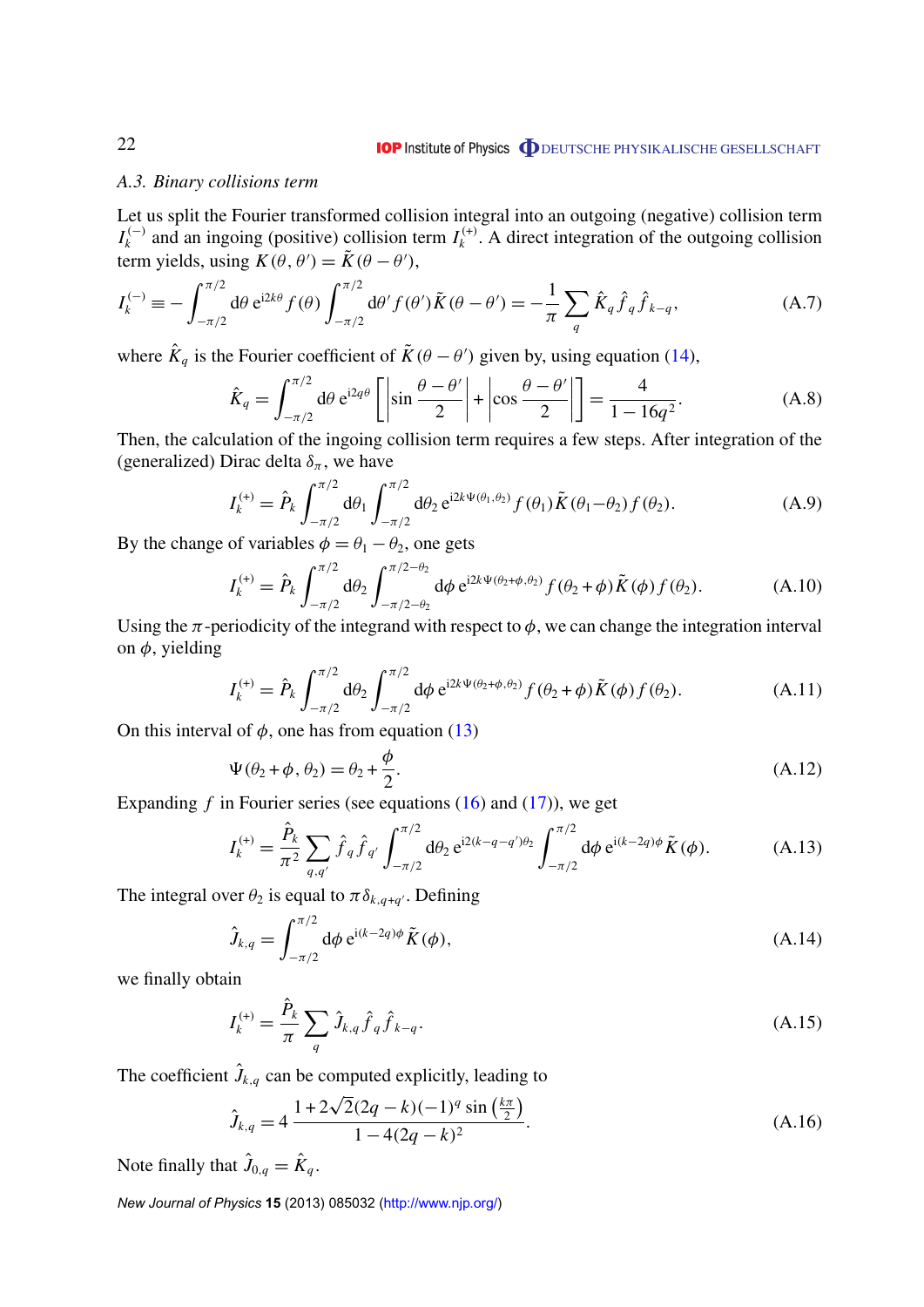### *A.3. Binary collisions term*

Let us split the Fourier transformed collision integral into an outgoing (negative) collision term $I_k^{(-)}$ and an ingoing (positive) collision term $I_k^{(+)}$. A direct integration of the outgoing collision term yields, using $K(\theta, \theta') = \tilde{K}(\theta - \theta')$,

$$I_k^{(-)} \equiv -\int_{-\pi/2}^{\pi/2} \mathrm{d}\theta\, \mathrm{e}^{\mathrm{i}2k\theta} f(\theta) \int_{-\pi/2}^{\pi/2} \mathrm{d}\theta'\, f(\theta') \tilde{K}(\theta - \theta') = -\frac{1}{\pi} \sum_q \hat{K}_q \hat{f}_q \hat{f}_{k-q}, \tag{A.7}$$

where $\hat{K}_q$ is the Fourier coefficient of $\tilde{K}(\theta - \theta')$ given by, using equation (14),

$$\hat{K}_q = \int_{-\pi/2}^{\pi/2} \mathrm{d}\theta\, \mathrm{e}^{\mathrm{i}2q\theta} \left[ \left| \sin \frac{\theta - \theta'}{2} \right| + \left| \cos \frac{\theta - \theta'}{2} \right| \right] = \frac{4}{1 - 16q^2}. \tag{A.8}$$

Then, the calculation of the ingoing collision term requires a few steps. After integration of the (generalized) Dirac delta $\delta_\pi$, we have

$$I_k^{(+)} = \hat{P}_k \int_{-\pi/2}^{\pi/2} \mathrm{d}\theta_1 \int_{-\pi/2}^{\pi/2} \mathrm{d}\theta_2\, \mathrm{e}^{\mathrm{i}2k\Psi(\theta_1, \theta_2)} f(\theta_1) \tilde{K}(\theta_1 - \theta_2) f(\theta_2). \tag{A.9}$$

By the change of variables $\phi = \theta_1 - \theta_2$, one gets

$$I_k^{(+)} = \hat{P}_k \int_{-\pi/2}^{\pi/2} \mathrm{d}\theta_2 \int_{-\pi/2-\theta_2}^{\pi/2-\theta_2} \mathrm{d}\phi\, \mathrm{e}^{\mathrm{i}2k\Psi(\theta_2+\phi, \theta_2)} f(\theta_2 + \phi) \tilde{K}(\phi) f(\theta_2). \tag{A.10}$$

Using the $\pi$-periodicity of the integrand with respect to $\phi$, we can change the integration interval on $\phi$, yielding

$$I_k^{(+)} = \hat{P}_k \int_{-\pi/2}^{\pi/2} \mathrm{d}\theta_2 \int_{-\pi/2}^{\pi/2} \mathrm{d}\phi\, \mathrm{e}^{\mathrm{i}2k\Psi(\theta_2+\phi, \theta_2)} f(\theta_2 + \phi) \tilde{K}(\phi) f(\theta_2). \tag{A.11}$$

On this interval of $\phi$, one has from equation (13)

$$\Psi(\theta_2 + \phi, \theta_2) = \theta_2 + \frac{\phi}{2}. \tag{A.12}$$

Expanding $f$ in Fourier series (see equations (16) and (17)), we get

$$I_k^{(+)} = \frac{\hat{P}_k}{\pi^2} \sum_{q,q'} \hat{f}_q \hat{f}_{q'} \int_{-\pi/2}^{\pi/2} \mathrm{d}\theta_2\, \mathrm{e}^{\mathrm{i}2(k-q-q')\theta_2} \int_{-\pi/2}^{\pi/2} \mathrm{d}\phi\, \mathrm{e}^{\mathrm{i}(k-2q)\phi} \tilde{K}(\phi). \tag{A.13}$$

The integral over $\theta_2$ is equal to $\pi \delta_{k,q+q'}$. Defining

$$\hat{J}_{k,q} = \int_{-\pi/2}^{\pi/2} \mathrm{d}\phi\, \mathrm{e}^{\mathrm{i}(k-2q)\phi} \tilde{K}(\phi), \tag{A.14}$$

we finally obtain

$$I_k^{(+)} = \frac{\hat{P}_k}{\pi} \sum_q \hat{J}_{k,q} \hat{f}_q \hat{f}_{k-q}. \tag{A.15}$$

The coefficient $\hat{J}_{k,q}$ can be computed explicitly, leading to

$$\hat{J}_{k,q} = 4\, \frac{1 + 2\sqrt{2}(2q - k)(-1)^q \sin\left(\frac{k\pi}{2}\right)}{1 - 4(2q - k)^2}. \tag{A.16}$$

Note finally that $\hat{J}_{0,q} = \hat{K}_q$.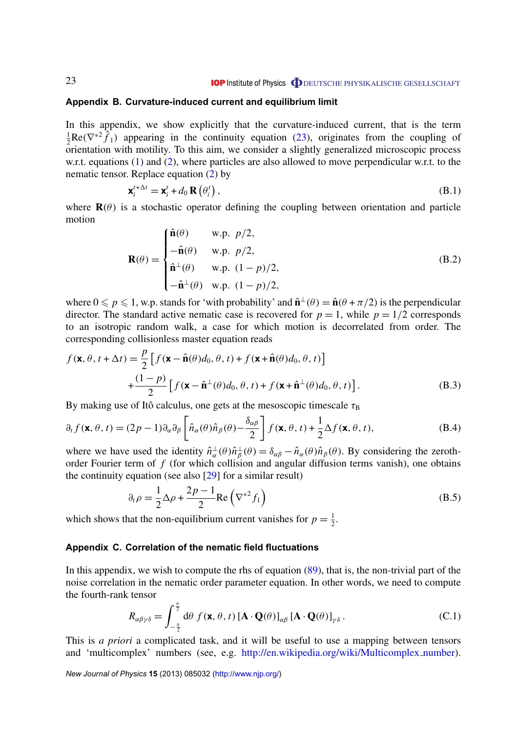## Appendix B. Curvature-induced current and equilibrium limit

In this appendix, we show explicitly that the curvature-induced current, that is the term $\frac{1}{2}\mathrm{Re}(\nabla^{*2}\hat{f}_1)$ appearing in the continuity equation (23), originates from the coupling of orientation with motility. To this aim, we consider a slightly generalized microscopic process w.r.t. equations (1) and (2), where particles are also allowed to move perpendicular w.r.t. to the nematic tensor. Replace equation (2) by

$$\mathbf{x}_i^{t+\Delta t} = \mathbf{x}_i^t + d_0\,\mathbf{R}\left(\theta_i^t\right), \tag{B.1}$$

where $\mathbf{R}(\theta)$ is a stochastic operator defining the coupling between orientation and particle motion

$$\mathbf{R}(\theta) = \begin{cases} \hat{\mathbf{n}}(\theta) & \text{w.p. } p/2, \\ -\hat{\mathbf{n}}(\theta) & \text{w.p. } p/2, \\ \hat{\mathbf{n}}^{\perp}(\theta) & \text{w.p. } (1-p)/2, \\ -\hat{\mathbf{n}}^{\perp}(\theta) & \text{w.p. } (1-p)/2, \end{cases} \tag{B.2}$$

where $0 \leqslant p \leqslant 1$, w.p. stands for 'with probability' and $\hat{\mathbf{n}}^{\perp}(\theta) = \hat{\mathbf{n}}(\theta + \pi/2)$ is the perpendicular director. The standard active nematic case is recovered for $p = 1$, while $p = 1/2$ corresponds to an isotropic random walk, a case for which motion is decorrelated from order. The corresponding collisionless master equation reads

$$f(\mathbf{x}, \theta, t+\Delta t) = \frac{p}{2}\left[f(\mathbf{x} - \hat{\mathbf{n}}(\theta)d_0, \theta, t) + f(\mathbf{x} + \hat{\mathbf{n}}(\theta)d_0, \theta, t)\right]$$
$$+ \frac{(1-p)}{2}\left[f(\mathbf{x} - \hat{\mathbf{n}}^{\perp}(\theta)d_0, \theta, t) + f(\mathbf{x} + \hat{\mathbf{n}}^{\perp}(\theta)d_0, \theta, t)\right]. \tag{B.3}$$

By making use of Itô calculus, one gets at the mesoscopic timescale $\tau_{\mathrm{B}}$

$$\partial_t f(\mathbf{x}, \theta, t) = (2p-1)\partial_\alpha\partial_\beta\left[\hat{n}_\alpha(\theta)\hat{n}_\beta(\theta) - \frac{\delta_{\alpha\beta}}{2}\right] f(\mathbf{x}, \theta, t) + \frac{1}{2}\Delta f(\mathbf{x}, \theta, t), \tag{B.4}$$

where we have used the identity $\hat{n}^{\perp}_\alpha(\theta)\hat{n}^{\perp}_\beta(\theta) = \delta_{\alpha\beta} - \hat{n}_\alpha(\theta)\hat{n}_\beta(\theta)$. By considering the zeroth-order Fourier term of $f$ (for which collision and angular diffusion terms vanish), one obtains the continuity equation (see also [29] for a similar result)

$$\partial_t \rho = \frac{1}{2}\Delta\rho + \frac{2p-1}{2}\mathrm{Re}\left(\nabla^{*2} f_1\right) \tag{B.5}$$

which shows that the non-equilibrium current vanishes for $p = \frac{1}{2}$.

## Appendix C. Correlation of the nematic field fluctuations

In this appendix, we wish to compute the rhs of equation (89), that is, the non-trivial part of the noise correlation in the nematic order parameter equation. In other words, we need to compute the fourth-rank tensor

$$R_{\alpha\beta\gamma\delta} = \int_{-\frac{\pi}{2}}^{\frac{\pi}{2}} \mathrm{d}\theta\; f(\mathbf{x}, \theta, t)\,[\mathbf{A}\cdot\mathbf{Q}(\theta)]_{\alpha\beta}\,[\mathbf{A}\cdot\mathbf{Q}(\theta)]_{\gamma\delta}\,. \tag{C.1}$$

This is *a priori* a complicated task, and it will be useful to use a mapping between tensors and 'multicomplex' numbers (see, e.g. http://en.wikipedia.org/wiki/Multicomplex_number).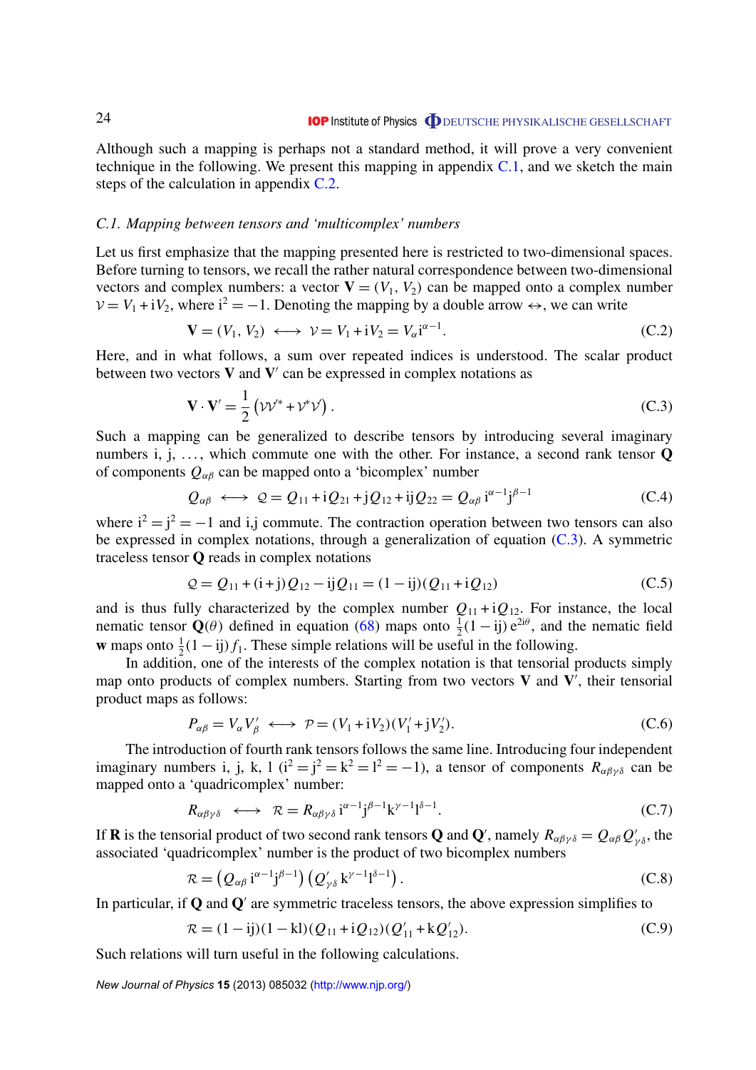Although such a mapping is perhaps not a standard method, it will prove a very convenient technique in the following. We present this mapping in appendix C.1, and we sketch the main steps of the calculation in appendix C.2.

### *C.1. Mapping between tensors and 'multicomplex' numbers*

Let us first emphasize that the mapping presented here is restricted to two-dimensional spaces. Before turning to tensors, we recall the rather natural correspondence between two-dimensional vectors and complex numbers: a vector $\mathbf{V} = (V_1, V_2)$ can be mapped onto a complex number $\mathcal{V} = V_1 + \mathrm{i}V_2$, where $\mathrm{i}^2 = -1$. Denoting the mapping by a double arrow $\leftrightarrow$, we can write

$$\mathbf{V} = (V_1, V_2) \longleftrightarrow \mathcal{V} = V_1 + \mathrm{i}V_2 = V_\alpha \mathrm{i}^{\alpha-1}. \tag{C.2}$$

Here, and in what follows, a sum over repeated indices is understood. The scalar product between two vectors $\mathbf{V}$ and $\mathbf{V}'$ can be expressed in complex notations as

$$\mathbf{V}\cdot\mathbf{V}' = \frac{1}{2}\left(\mathcal{V}\mathcal{V}'^{*} + \mathcal{V}^{*}\mathcal{V}'\right). \tag{C.3}$$

Such a mapping can be generalized to describe tensors by introducing several imaginary numbers i, j, ..., which commute one with the other. For instance, a second rank tensor $\mathbf{Q}$ of components $Q_{\alpha\beta}$ can be mapped onto a 'bicomplex' number

$$Q_{\alpha\beta} \longleftrightarrow \mathcal{Q} = Q_{11} + \mathrm{i}Q_{21} + \mathrm{j}Q_{12} + \mathrm{ij}Q_{22} = Q_{\alpha\beta}\,\mathrm{i}^{\alpha-1}\mathrm{j}^{\beta-1} \tag{C.4}$$

where $\mathrm{i}^2 = \mathrm{j}^2 = -1$ and i,j commute. The contraction operation between two tensors can also be expressed in complex notations, through a generalization of equation (C.3). A symmetric traceless tensor $\mathbf{Q}$ reads in complex notations

$$\mathcal{Q} = Q_{11} + (\mathrm{i}+\mathrm{j})Q_{12} - \mathrm{ij}Q_{11} = (1-\mathrm{ij})(Q_{11} + \mathrm{i}Q_{12}) \tag{C.5}$$

and is thus fully characterized by the complex number $Q_{11} + \mathrm{i}Q_{12}$. For instance, the local nematic tensor $\mathbf{Q}(\theta)$ defined in equation (68) maps onto $\frac{1}{2}(1-\mathrm{ij})\,\mathrm{e}^{2\mathrm{i}\theta}$, and the nematic field $\mathbf{w}$ maps onto $\frac{1}{2}(1-\mathrm{ij})\,f_1$. These simple relations will be useful in the following.

In addition, one of the interests of the complex notation is that tensorial products simply map onto products of complex numbers. Starting from two vectors $\mathbf{V}$ and $\mathbf{V}'$, their tensorial product maps as follows:

$$P_{\alpha\beta} = V_\alpha V'_\beta \longleftrightarrow \mathcal{P} = (V_1 + \mathrm{i}V_2)(V'_1 + \mathrm{j}V'_2). \tag{C.6}$$

The introduction of fourth rank tensors follows the same line. Introducing four independent imaginary numbers i, j, k, l ($\mathrm{i}^2 = \mathrm{j}^2 = \mathrm{k}^2 = \mathrm{l}^2 = -1$), a tensor of components $R_{\alpha\beta\gamma\delta}$ can be mapped onto a 'quadricomplex' number:

$$R_{\alpha\beta\gamma\delta} \longleftrightarrow \mathcal{R} = R_{\alpha\beta\gamma\delta}\,\mathrm{i}^{\alpha-1}\mathrm{j}^{\beta-1}\mathrm{k}^{\gamma-1}\mathrm{l}^{\delta-1}. \tag{C.7}$$

If $\mathbf{R}$ is the tensorial product of two second rank tensors $\mathbf{Q}$ and $\mathbf{Q}'$, namely $R_{\alpha\beta\gamma\delta} = Q_{\alpha\beta}Q'_{\gamma\delta}$, the associated 'quadricomplex' number is the product of two bicomplex numbers

$$\mathcal{R} = \left(Q_{\alpha\beta}\,\mathrm{i}^{\alpha-1}\mathrm{j}^{\beta-1}\right)\left(Q'_{\gamma\delta}\,\mathrm{k}^{\gamma-1}\mathrm{l}^{\delta-1}\right). \tag{C.8}$$

In particular, if $\mathbf{Q}$ and $\mathbf{Q}'$ are symmetric traceless tensors, the above expression simplifies to

$$\mathcal{R} = (1-\mathrm{ij})(1-\mathrm{kl})(Q_{11} + \mathrm{i}Q_{12})(Q'_{11} + \mathrm{k}Q'_{12}). \tag{C.9}$$

Such relations will turn useful in the following calculations.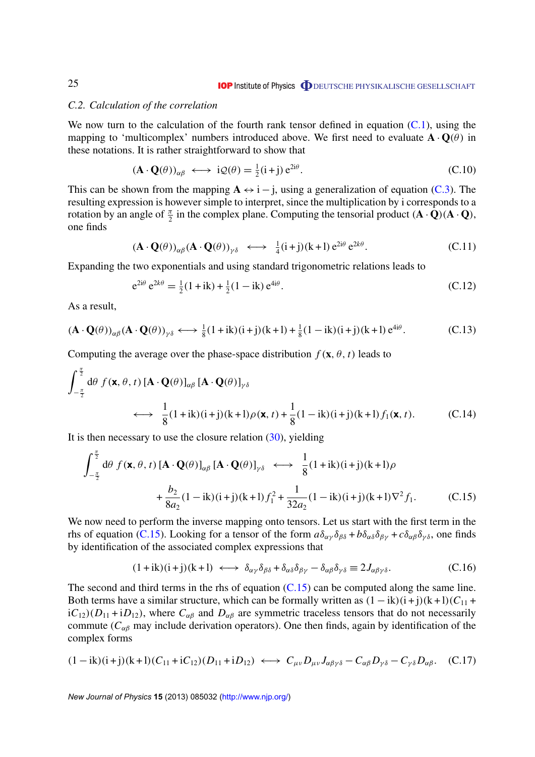### *C.2. Calculation of the correlation*

We now turn to the calculation of the fourth rank tensor defined in equation (C.1), using the mapping to 'multicomplex' numbers introduced above. We first need to evaluate $\mathbf{A} \cdot \mathbf{Q}(\theta)$ in these notations. It is rather straightforward to show that

$$(\mathbf{A} \cdot \mathbf{Q}(\theta))_{\alpha\beta} \longleftrightarrow \mathrm{i}\mathcal{Q}(\theta) = \tfrac{1}{2}(\mathrm{i}+\mathrm{j})\,\mathrm{e}^{2\mathrm{i}\theta}. \tag{C.10}$$

This can be shown from the mapping $\mathbf{A} \leftrightarrow \mathrm{i} - \mathrm{j}$, using a generalization of equation (C.3). The resulting expression is however simple to interpret, since the multiplication by i corresponds to a rotation by an angle of $\frac{\pi}{2}$ in the complex plane. Computing the tensorial product $(\mathbf{A} \cdot \mathbf{Q})(\mathbf{A} \cdot \mathbf{Q})$, one finds

$$(\mathbf{A} \cdot \mathbf{Q}(\theta))_{\alpha\beta}(\mathbf{A} \cdot \mathbf{Q}(\theta))_{\gamma\delta} \longleftrightarrow \tfrac{1}{4}(\mathrm{i}+\mathrm{j})(\mathrm{k}+\mathrm{l})\,\mathrm{e}^{2\mathrm{i}\theta}\,\mathrm{e}^{2k\theta}. \tag{C.11}$$

Expanding the two exponentials and using standard trigonometric relations leads to

$$\mathrm{e}^{2\mathrm{i}\theta}\,\mathrm{e}^{2k\theta} = \tfrac{1}{2}(1+\mathrm{ik}) + \tfrac{1}{2}(1-\mathrm{ik})\,\mathrm{e}^{4\mathrm{i}\theta}. \tag{C.12}$$

As a result,

$$(\mathbf{A} \cdot \mathbf{Q}(\theta))_{\alpha\beta}(\mathbf{A} \cdot \mathbf{Q}(\theta))_{\gamma\delta} \longleftrightarrow \tfrac{1}{8}(1+\mathrm{ik})(\mathrm{i}+\mathrm{j})(\mathrm{k}+\mathrm{l}) + \tfrac{1}{8}(1-\mathrm{ik})(\mathrm{i}+\mathrm{j})(\mathrm{k}+\mathrm{l})\,\mathrm{e}^{4\mathrm{i}\theta}. \tag{C.13}$$

Computing the average over the phase-space distribution $f(\mathbf{x}, \theta, t)$ leads to

$$\int_{-\frac{\pi}{2}}^{\frac{\pi}{2}} \mathrm{d}\theta\, f(\mathbf{x}, \theta, t)\,[\mathbf{A} \cdot \mathbf{Q}(\theta)]_{\alpha\beta}\,[\mathbf{A} \cdot \mathbf{Q}(\theta)]_{\gamma\delta} \longleftrightarrow \frac{1}{8}(1+\mathrm{ik})(\mathrm{i}+\mathrm{j})(\mathrm{k}+\mathrm{l})\rho(\mathbf{x}, t) + \frac{1}{8}(1-\mathrm{ik})(\mathrm{i}+\mathrm{j})(\mathrm{k}+\mathrm{l})\,f_1(\mathbf{x}, t). \tag{C.14}$$

It is then necessary to use the closure relation (30), yielding

$$\int_{-\frac{\pi}{2}}^{\frac{\pi}{2}} \mathrm{d}\theta\, f(\mathbf{x}, \theta, t)\,[\mathbf{A} \cdot \mathbf{Q}(\theta)]_{\alpha\beta}\,[\mathbf{A} \cdot \mathbf{Q}(\theta)]_{\gamma\delta} \longleftrightarrow \frac{1}{8}(1+\mathrm{ik})(\mathrm{i}+\mathrm{j})(\mathrm{k}+\mathrm{l})\rho + \frac{b_2}{8a_2}(1-\mathrm{ik})(\mathrm{i}+\mathrm{j})(\mathrm{k}+\mathrm{l})\,f_1^2 + \frac{1}{32a_2}(1-\mathrm{ik})(\mathrm{i}+\mathrm{j})(\mathrm{k}+\mathrm{l})\nabla^2 f_1. \tag{C.15}$$

We now need to perform the inverse mapping onto tensors. Let us start with the first term in the rhs of equation (C.15). Looking for a tensor of the form $a\delta_{\alpha\gamma}\delta_{\beta\delta} + b\delta_{\alpha\delta}\delta_{\beta\gamma} + c\delta_{\alpha\beta}\delta_{\gamma\delta}$, one finds by identification of the associated complex expressions that

$$(1+\mathrm{ik})(\mathrm{i}+\mathrm{j})(\mathrm{k}+\mathrm{l}) \longleftrightarrow \delta_{\alpha\gamma}\delta_{\beta\delta} + \delta_{\alpha\delta}\delta_{\beta\gamma} - \delta_{\alpha\beta}\delta_{\gamma\delta} \equiv 2J_{\alpha\beta\gamma\delta}. \tag{C.16}$$

The second and third terms in the rhs of equation (C.15) can be computed along the same line. Both terms have a similar structure, which can be formally written as $(1-\mathrm{ik})(\mathrm{i}+\mathrm{j})(\mathrm{k}+\mathrm{l})(C_{11} + \mathrm{i}C_{12})(D_{11} + \mathrm{i}D_{12})$, where $C_{\alpha\beta}$ and $D_{\alpha\beta}$ are symmetric traceless tensors that do not necessarily commute ($C_{\alpha\beta}$ may include derivation operators). One then finds, again by identification of the complex forms

$$(1-\mathrm{ik})(\mathrm{i}+\mathrm{j})(\mathrm{k}+\mathrm{l})(C_{11} + \mathrm{i}C_{12})(D_{11} + \mathrm{i}D_{12}) \longleftrightarrow C_{\mu\nu}D_{\mu\nu}J_{\alpha\beta\gamma\delta} - C_{\alpha\beta}D_{\gamma\delta} - C_{\gamma\delta}D_{\alpha\beta}. \tag{C.17}$$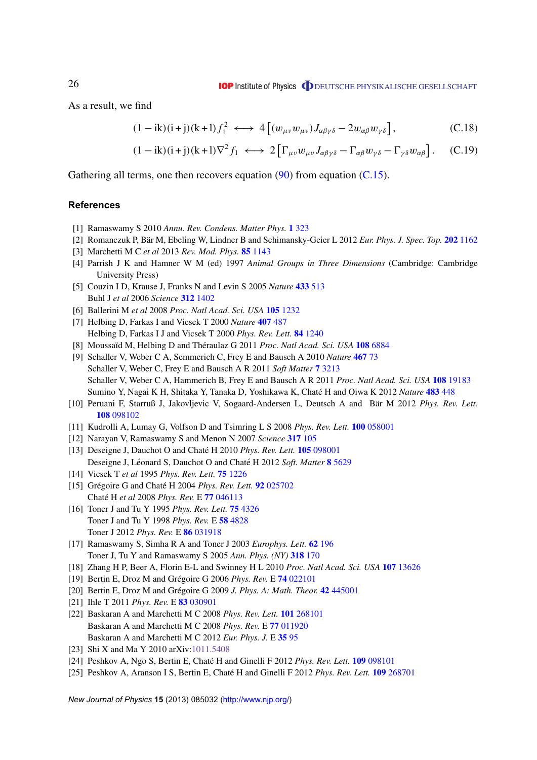As a result, we find

$$(1-\mathrm{ik})(\mathrm{i}+\mathrm{j})(\mathrm{k}+\mathrm{l})\, f_1^2 \;\longleftrightarrow\; 4\left[(w_{\mu\nu}w_{\mu\nu})\,J_{\alpha\beta\gamma\delta} - 2w_{\alpha\beta}w_{\gamma\delta}\right], \tag{C.18}$$

$$(1-\mathrm{ik})(\mathrm{i}+\mathrm{j})(\mathrm{k}+\mathrm{l})\nabla^2 f_1 \;\longleftrightarrow\; 2\left[\Gamma_{\mu\nu}w_{\mu\nu}J_{\alpha\beta\gamma\delta} - \Gamma_{\alpha\beta}w_{\gamma\delta} - \Gamma_{\gamma\delta}w_{\alpha\beta}\right]. \tag{C.19}$$

Gathering all terms, one then recovers equation (90) from equation (C.15).

## References

[1] Ramaswamy S 2010 *Annu. Rev. Condens. Matter Phys.* **1** 323

[2] Romanczuk P, Bär M, Ebeling W, Lindner B and Schimansky-Geier L 2012 *Eur. Phys. J. Spec. Top.* **202** 1162

[3] Marchetti M C *et al* 2013 *Rev. Mod. Phys.* **85** 1143

[4] Parrish J K and Hamner W M (ed) 1997 *Animal Groups in Three Dimensions* (Cambridge: Cambridge University Press)

[5] Couzin I D, Krause J, Franks N and Levin S 2005 *Nature* **433** 513
Buhl J *et al* 2006 *Science* **312** 1402

[6] Ballerini M *et al* 2008 *Proc. Natl Acad. Sci. USA* **105** 1232

[7] Helbing D, Farkas I and Vicsek T 2000 *Nature* **407** 487
Helbing D, Farkas I J and Vicsek T 2000 *Phys. Rev. Lett.* **84** 1240

[8] Moussaïd M, Helbing D and Théraulaz G 2011 *Proc. Natl Acad. Sci. USA* **108** 6884

[9] Schaller V, Weber C A, Semmerich C, Frey E and Bausch A 2010 *Nature* **467** 73
Schaller V, Weber C, Frey E and Bausch A R 2011 *Soft Matter* **7** 3213
Schaller V, Weber C A, Hammerich B, Frey E and Bausch A R 2011 *Proc. Natl Acad. Sci. USA* **108** 19183
Sumino Y, Nagai K H, Shitaka Y, Tanaka D, Yoshikawa K, Chaté H and Oiwa K 2012 *Nature* **483** 448

[10] Peruani F, Starruß J, Jakovljevic V, Sogaard-Andersen L, Deutsch A and Bär M 2012 *Phys. Rev. Lett.* **108** 098102

[11] Kudrolli A, Lumay G, Volfson D and Tsimring L S 2008 *Phys. Rev. Lett.* **100** 058001

[12] Narayan V, Ramaswamy S and Menon N 2007 *Science* **317** 105

[13] Deseigne J, Dauchot O and Chaté H 2010 *Phys. Rev. Lett.* **105** 098001
Deseigne J, Léonard S, Dauchot O and Chaté H 2012 *Soft. Matter* **8** 5629

[14] Vicsek T *et al* 1995 *Phys. Rev. Lett.* **75** 1226

[15] Grégoire G and Chaté H 2004 *Phys. Rev. Lett.* **92** 025702
Chaté H *et al* 2008 *Phys. Rev.* E **77** 046113

[16] Toner J and Tu Y 1995 *Phys. Rev. Lett.* **75** 4326
Toner J and Tu Y 1998 *Phys. Rev.* E **58** 4828
Toner J 2012 *Phys. Rev.* E **86** 031918

[17] Ramaswamy S, Simha R A and Toner J 2003 *Europhys. Lett.* **62** 196
Toner J, Tu Y and Ramaswamy S 2005 *Ann. Phys. (NY)* **318** 170

[18] Zhang H P, Beer A, Florin E-L and Swinney H L 2010 *Proc. Natl Acad. Sci. USA* **107** 13626

[19] Bertin E, Droz M and Grégoire G 2006 *Phys. Rev.* E **74** 022101

[20] Bertin E, Droz M and Grégoire G 2009 *J. Phys. A: Math. Theor.* **42** 445001

[21] Ihle T 2011 *Phys. Rev.* E **83** 030901

[22] Baskaran A and Marchetti M C 2008 *Phys. Rev. Lett.* **101** 268101
Baskaran A and Marchetti M C 2008 *Phys. Rev.* E **77** 011920
Baskaran A and Marchetti M C 2012 *Eur. Phys. J.* E **35** 95

[23] Shi X and Ma Y 2010 arXiv:1011.5408

[24] Peshkov A, Ngo S, Bertin E, Chaté H and Ginelli F 2012 *Phys. Rev. Lett.* **109** 098101

[25] Peshkov A, Aranson I S, Bertin E, Chaté H and Ginelli F 2012 *Phys. Rev. Lett.* **109** 268701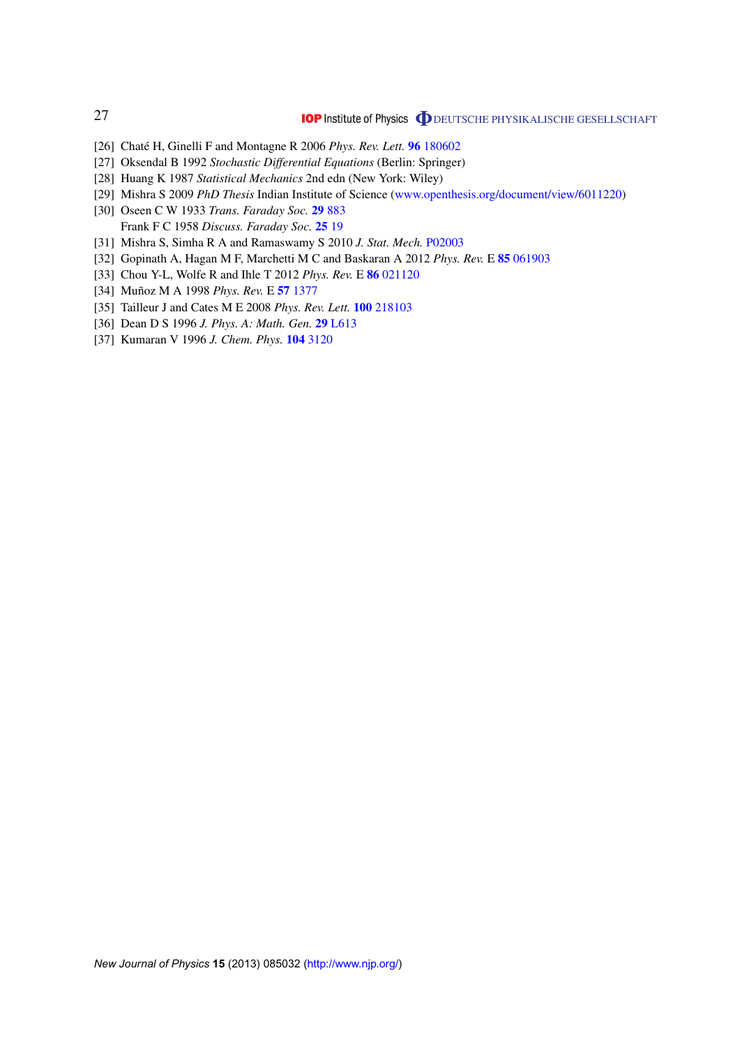[26] Chaté H, Ginelli F and Montagne R 2006 *Phys. Rev. Lett.* **96** 180602

[27] Oksendal B 1992 *Stochastic Differential Equations* (Berlin: Springer)

[28] Huang K 1987 *Statistical Mechanics* 2nd edn (New York: Wiley)

[29] Mishra S 2009 *PhD Thesis* Indian Institute of Science (www.openthesis.org/document/view/6011220)

[30] Oseen C W 1933 *Trans. Faraday Soc.* **29** 883
Frank F C 1958 *Discuss. Faraday Soc.* **25** 19

[31] Mishra S, Simha R A and Ramaswamy S 2010 *J. Stat. Mech.* P02003

[32] Gopinath A, Hagan M F, Marchetti M C and Baskaran A 2012 *Phys. Rev.* E **85** 061903

[33] Chou Y-L, Wolfe R and Ihle T 2012 *Phys. Rev.* E **86** 021120

[34] Muñoz M A 1998 *Phys. Rev.* E **57** 1377

[35] Tailleur J and Cates M E 2008 *Phys. Rev. Lett.* **100** 218103

[36] Dean D S 1996 *J. Phys. A: Math. Gen.* **29** L613

[37] Kumaran V 1996 *J. Chem. Phys.* **104** 3120